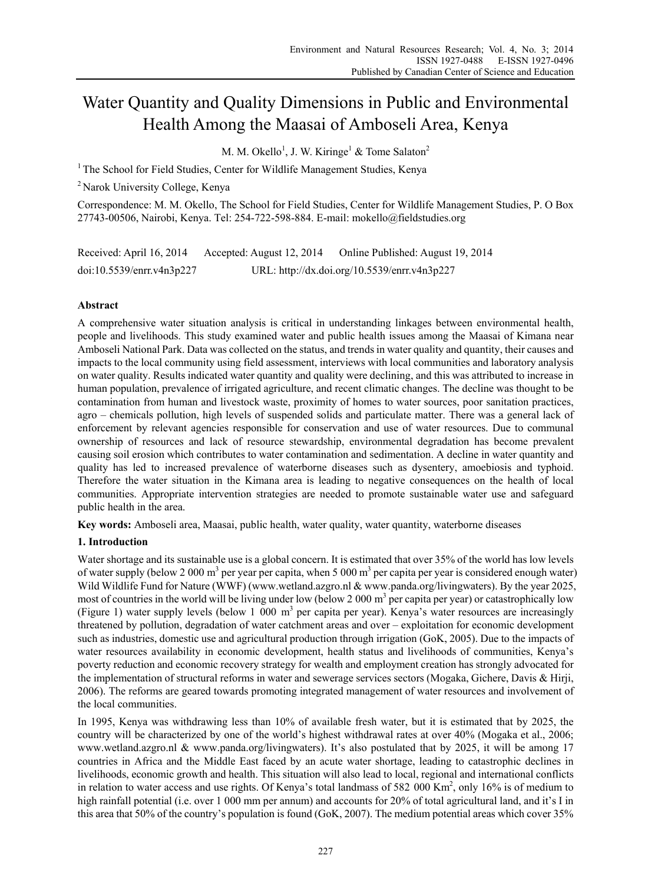# Water Quantity and Quality Dimensions in Public and Environmental Health Among the Maasai of Amboseli Area, Kenya

M. M. Okello[1], J. W. Kiringe[1] & Tome Salaton[2]

[1] The School for Field Studies, Center for Wildlife Management Studies, Kenya

[2] Narok University College, Kenya

Correspondence: M. M. Okello, The School for Field Studies, Center for Wildlife Management Studies, P. O Box 27743-00506, Nairobi, Kenya. Tel: 254-722-598-884. E-mail: mokello@fieldstudies.org

Received: April 16, 2014 Accepted: August 12, 2014 Online Published: August 19, 2014

doi:10.5539/enrr.v4n3p227 URL: http://dx.doi.org/10.5539/enrr.v4n3p227

## Abstract

A comprehensive water situation analysis is critical in understanding linkages between environmental health, people and livelihoods. This study examined water and public health issues among the Maasai of Kimana near Amboseli National Park. Data was collected on the status, and trends in water quality and quantity, their causes and impacts to the local community using field assessment, interviews with local communities and laboratory analysis on water quality. Results indicated water quantity and quality were declining, and this was attributed to increase in human population, prevalence of irrigated agriculture, and recent climatic changes. The decline was thought to be contamination from human and livestock waste, proximity of homes to water sources, poor sanitation practices, agro – chemicals pollution, high levels of suspended solids and particulate matter. There was a general lack of enforcement by relevant agencies responsible for conservation and use of water resources. Due to communal ownership of resources and lack of resource stewardship, environmental degradation has become prevalent causing soil erosion which contributes to water contamination and sedimentation. A decline in water quantity and quality has led to increased prevalence of waterborne diseases such as dysentery, amoebiosis and typhoid. Therefore the water situation in the Kimana area is leading to negative consequences on the health of local communities. Appropriate intervention strategies are needed to promote sustainable water use and safeguard public health in the area.

**Key words:** Amboseli area, Maasai, public health, water quality, water quantity, waterborne diseases

## 1. Introduction

Water shortage and its sustainable use is a global concern. It is estimated that over 35% of the world has low levels of water supply (below 2 000 $m^3$ per year per capita, when 5 000 $m^3$ per capita per year is considered enough water) Wild Wildlife Fund for Nature (WWF) (www.wetland.azgro.nl & www.panda.org/livingwaters). By the year 2025, most of countries in the world will be living under low (below 2 000 $m^3$ per capita per year) or catastrophically low (Figure 1) water supply levels (below 1 000 $m^3$ per capita per year). Kenya's water resources are increasingly threatened by pollution, degradation of water catchment areas and over – exploitation for economic development such as industries, domestic use and agricultural production through irrigation (GoK, 2005). Due to the impacts of water resources availability in economic development, health status and livelihoods of communities, Kenya's poverty reduction and economic recovery strategy for wealth and employment creation has strongly advocated for the implementation of structural reforms in water and sewerage services sectors (Mogaka, Gichere, Davis & Hirji, 2006). The reforms are geared towards promoting integrated management of water resources and involvement of the local communities.

In 1995, Kenya was withdrawing less than 10% of available fresh water, but it is estimated that by 2025, the country will be characterized by one of the world's highest withdrawal rates at over 40% (Mogaka et al., 2006; www.wetland.azgro.nl & www.panda.org/livingwaters). It's also postulated that by 2025, it will be among 17 countries in Africa and the Middle East faced by an acute water shortage, leading to catastrophic declines in livelihoods, economic growth and health. This situation will also lead to local, regional and international conflicts in relation to water access and use rights. Of Kenya's total landmass of 582 000 $Km^2$, only 16% is of medium to high rainfall potential (i.e. over 1 000 mm per annum) and accounts for 20% of total agricultural land, and it's I in this area that 50% of the country's population is found (GoK, 2007). The medium potential areas which cover 35%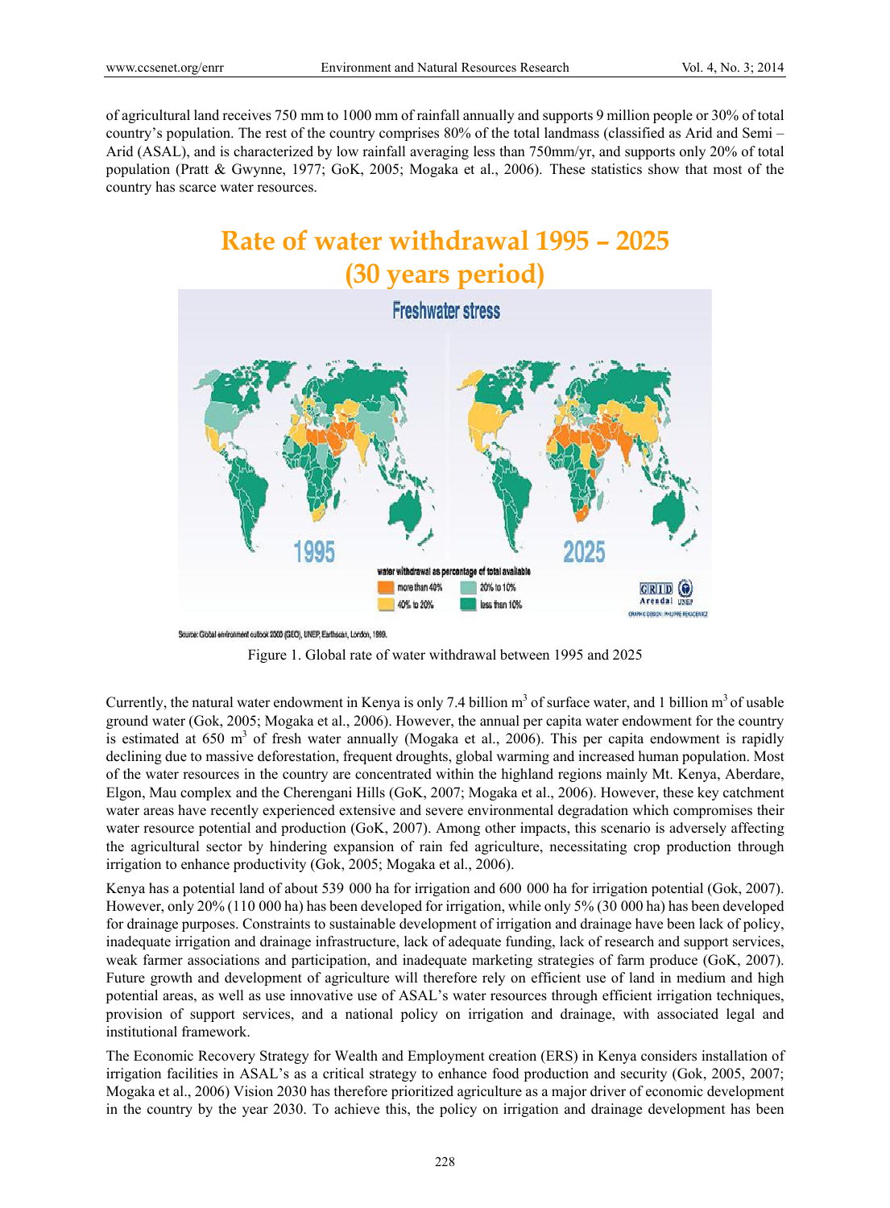of agricultural land receives 750 mm to 1000 mm of rainfall annually and supports 9 million people or 30% of total country's population. The rest of the country comprises 80% of the total landmass (classified as Arid and Semi – Arid (ASAL), and is characterized by low rainfall averaging less than 750mm/yr, and supports only 20% of total population (Pratt & Gwynne, 1977; GoK, 2005; Mogaka et al., 2006). These statistics show that most of the country has scarce water resources.

Figure 1. Global rate of water withdrawal between 1995 and 2025

Currently, the natural water endowment in Kenya is only 7.4 billion m$^3$ of surface water, and 1 billion m$^3$ of usable ground water (Gok, 2005; Mogaka et al., 2006). However, the annual per capita water endowment for the country is estimated at 650 m$^3$ of fresh water annually (Mogaka et al., 2006). This per capita endowment is rapidly declining due to massive deforestation, frequent droughts, global warming and increased human population. Most of the water resources in the country are concentrated within the highland regions mainly Mt. Kenya, Aberdare, Elgon, Mau complex and the Cherengani Hills (GoK, 2007; Mogaka et al., 2006). However, these key catchment water areas have recently experienced extensive and severe environmental degradation which compromises their water resource potential and production (GoK, 2007). Among other impacts, this scenario is adversely affecting the agricultural sector by hindering expansion of rain fed agriculture, necessitating crop production through irrigation to enhance productivity (Gok, 2005; Mogaka et al., 2006).

Kenya has a potential land of about 539 000 ha for irrigation and 600 000 ha for irrigation potential (Gok, 2007). However, only 20% (110 000 ha) has been developed for irrigation, while only 5% (30 000 ha) has been developed for drainage purposes. Constraints to sustainable development of irrigation and drainage have been lack of policy, inadequate irrigation and drainage infrastructure, lack of adequate funding, lack of research and support services, weak farmer associations and participation, and inadequate marketing strategies of farm produce (GoK, 2007). Future growth and development of agriculture will therefore rely on efficient use of land in medium and high potential areas, as well as use innovative use of ASAL's water resources through efficient irrigation techniques, provision of support services, and a national policy on irrigation and drainage, with associated legal and institutional framework.

The Economic Recovery Strategy for Wealth and Employment creation (ERS) in Kenya considers installation of irrigation facilities in ASAL's as a critical strategy to enhance food production and security (Gok, 2005, 2007; Mogaka et al., 2006) Vision 2030 has therefore prioritized agriculture as a major driver of economic development in the country by the year 2030. To achieve this, the policy on irrigation and drainage development has been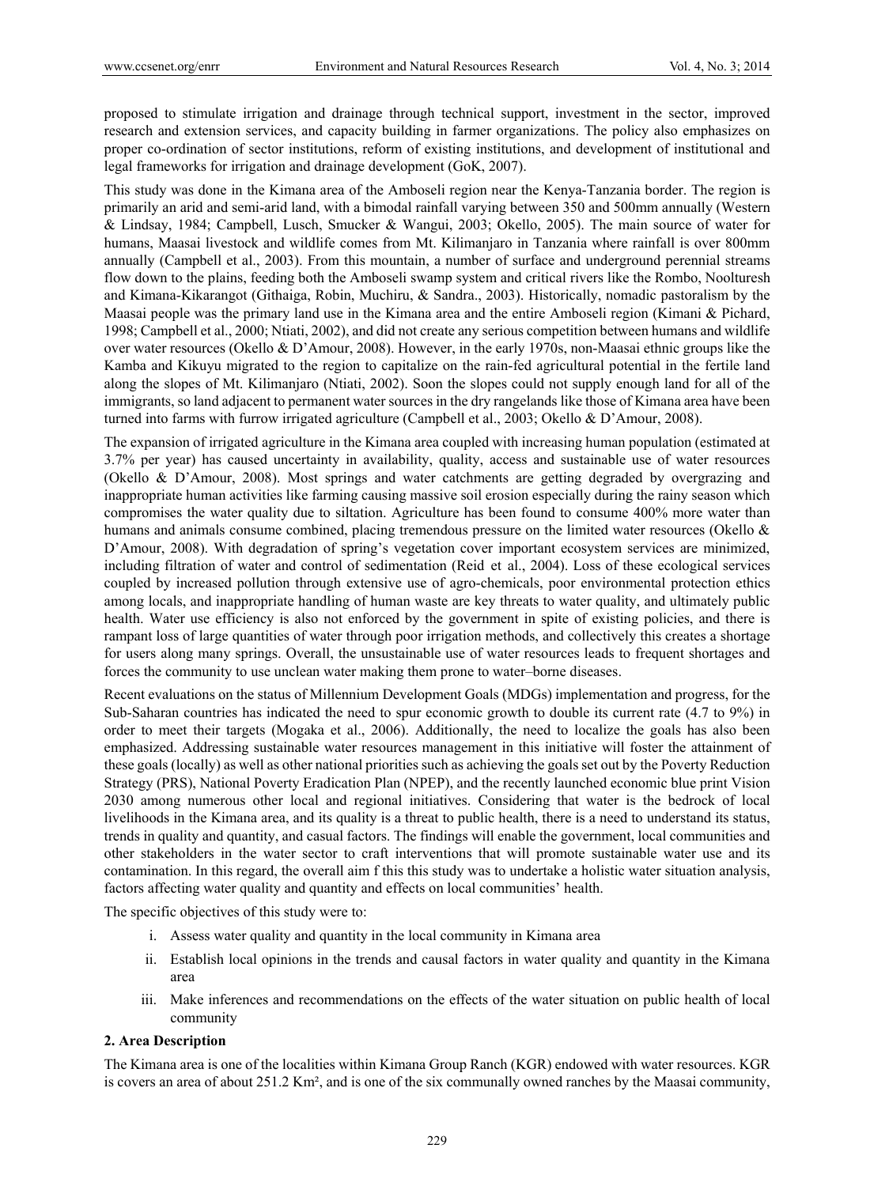proposed to stimulate irrigation and drainage through technical support, investment in the sector, improved research and extension services, and capacity building in farmer organizations. The policy also emphasizes on proper co-ordination of sector institutions, reform of existing institutions, and development of institutional and legal frameworks for irrigation and drainage development (GoK, 2007).

This study was done in the Kimana area of the Amboseli region near the Kenya-Tanzania border. The region is primarily an arid and semi-arid land, with a bimodal rainfall varying between 350 and 500mm annually (Western & Lindsay, 1984; Campbell, Lusch, Smucker & Wangui, 2003; Okello, 2005). The main source of water for humans, Maasai livestock and wildlife comes from Mt. Kilimanjaro in Tanzania where rainfall is over 800mm annually (Campbell et al., 2003). From this mountain, a number of surface and underground perennial streams flow down to the plains, feeding both the Amboseli swamp system and critical rivers like the Rombo, Noolturesh and Kimana-Kikarangot (Githaiga, Robin, Muchiru, & Sandra., 2003). Historically, nomadic pastoralism by the Maasai people was the primary land use in the Kimana area and the entire Amboseli region (Kimani & Pichard, 1998; Campbell et al., 2000; Ntiati, 2002), and did not create any serious competition between humans and wildlife over water resources (Okello & D'Amour, 2008). However, in the early 1970s, non-Maasai ethnic groups like the Kamba and Kikuyu migrated to the region to capitalize on the rain-fed agricultural potential in the fertile land along the slopes of Mt. Kilimanjaro (Ntiati, 2002). Soon the slopes could not supply enough land for all of the immigrants, so land adjacent to permanent water sources in the dry rangelands like those of Kimana area have been turned into farms with furrow irrigated agriculture (Campbell et al., 2003; Okello & D'Amour, 2008).

The expansion of irrigated agriculture in the Kimana area coupled with increasing human population (estimated at 3.7% per year) has caused uncertainty in availability, quality, access and sustainable use of water resources (Okello & D'Amour, 2008). Most springs and water catchments are getting degraded by overgrazing and inappropriate human activities like farming causing massive soil erosion especially during the rainy season which compromises the water quality due to siltation. Agriculture has been found to consume 400% more water than humans and animals consume combined, placing tremendous pressure on the limited water resources (Okello & D'Amour, 2008). With degradation of spring's vegetation cover important ecosystem services are minimized, including filtration of water and control of sedimentation (Reid et al., 2004). Loss of these ecological services coupled by increased pollution through extensive use of agro-chemicals, poor environmental protection ethics among locals, and inappropriate handling of human waste are key threats to water quality, and ultimately public health. Water use efficiency is also not enforced by the government in spite of existing policies, and there is rampant loss of large quantities of water through poor irrigation methods, and collectively this creates a shortage for users along many springs. Overall, the unsustainable use of water resources leads to frequent shortages and forces the community to use unclean water making them prone to water–borne diseases.

Recent evaluations on the status of Millennium Development Goals (MDGs) implementation and progress, for the Sub-Saharan countries has indicated the need to spur economic growth to double its current rate (4.7 to 9%) in order to meet their targets (Mogaka et al., 2006). Additionally, the need to localize the goals has also been emphasized. Addressing sustainable water resources management in this initiative will foster the attainment of these goals (locally) as well as other national priorities such as achieving the goals set out by the Poverty Reduction Strategy (PRS), National Poverty Eradication Plan (NPEP), and the recently launched economic blue print Vision 2030 among numerous other local and regional initiatives. Considering that water is the bedrock of local livelihoods in the Kimana area, and its quality is a threat to public health, there is a need to understand its status, trends in quality and quantity, and casual factors. The findings will enable the government, local communities and other stakeholders in the water sector to craft interventions that will promote sustainable water use and its contamination. In this regard, the overall aim f this this study was to undertake a holistic water situation analysis, factors affecting water quality and quantity and effects on local communities' health.

The specific objectives of this study were to:

i. Assess water quality and quantity in the local community in Kimana area
ii. Establish local opinions in the trends and causal factors in water quality and quantity in the Kimana area
iii. Make inferences and recommendations on the effects of the water situation on public health of local community

## 2. Area Description

The Kimana area is one of the localities within Kimana Group Ranch (KGR) endowed with water resources. KGR is covers an area of about 251.2 Km², and is one of the six communally owned ranches by the Maasai community,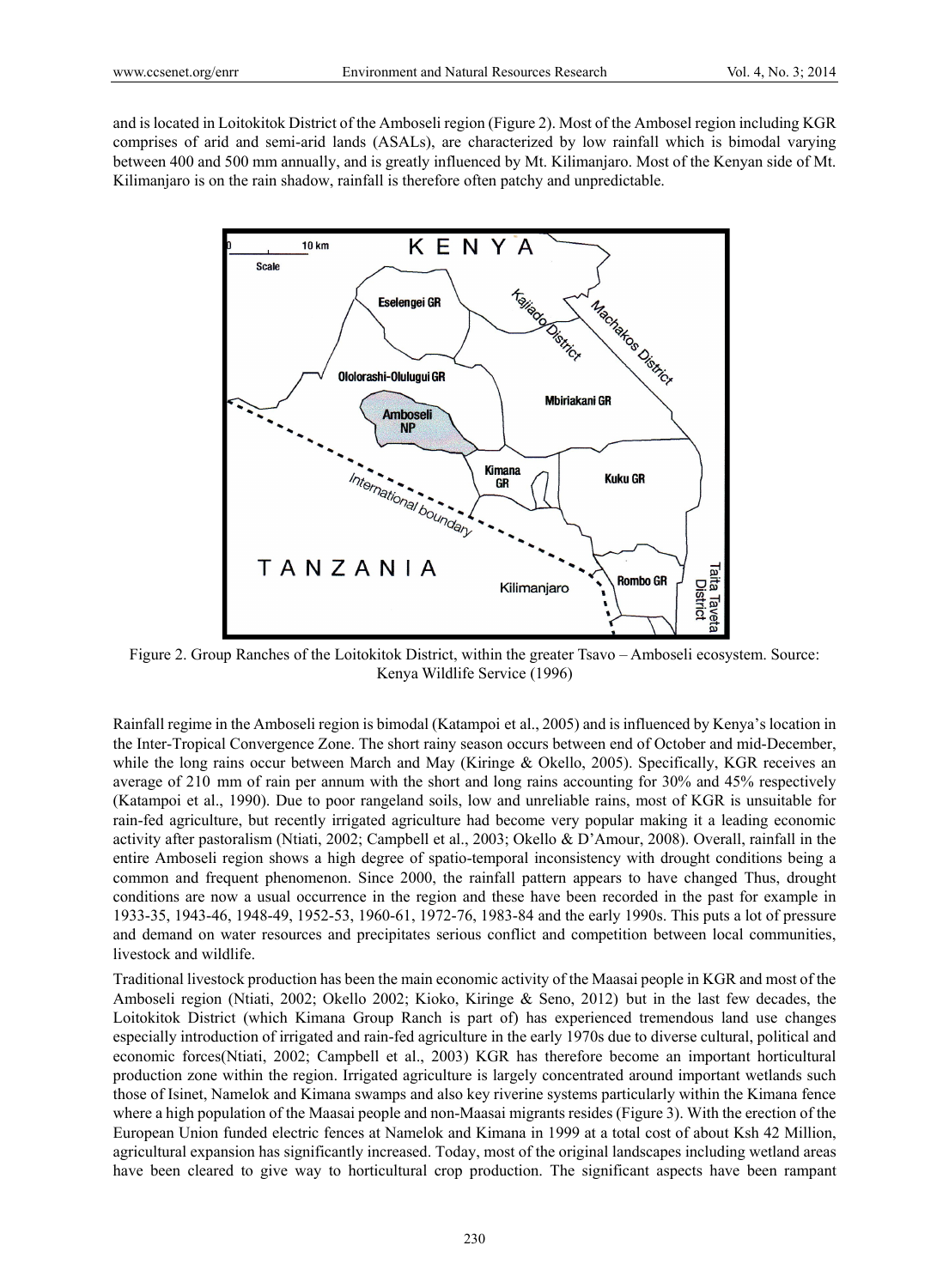and is located in Loitokitok District of the Amboseli region (Figure 2). Most of the Ambosel region including KGR comprises of arid and semi-arid lands (ASALs), are characterized by low rainfall which is bimodal varying between 400 and 500 mm annually, and is greatly influenced by Mt. Kilimanjaro. Most of the Kenyan side of Mt. Kilimanjaro is on the rain shadow, rainfall is therefore often patchy and unpredictable.

Figure 2. Group Ranches of the Loitokitok District, within the greater Tsavo – Amboseli ecosystem. Source: Kenya Wildlife Service (1996)

Rainfall regime in the Amboseli region is bimodal (Katampoi et al., 2005) and is influenced by Kenya's location in the Inter-Tropical Convergence Zone. The short rainy season occurs between end of October and mid-December, while the long rains occur between March and May (Kiringe & Okello, 2005). Specifically, KGR receives an average of 210 mm of rain per annum with the short and long rains accounting for 30% and 45% respectively (Katampoi et al., 1990). Due to poor rangeland soils, low and unreliable rains, most of KGR is unsuitable for rain-fed agriculture, but recently irrigated agriculture had become very popular making it a leading economic activity after pastoralism (Ntiati, 2002; Campbell et al., 2003; Okello & D'Amour, 2008). Overall, rainfall in the entire Amboseli region shows a high degree of spatio-temporal inconsistency with drought conditions being a common and frequent phenomenon. Since 2000, the rainfall pattern appears to have changed Thus, drought conditions are now a usual occurrence in the region and these have been recorded in the past for example in 1933-35, 1943-46, 1948-49, 1952-53, 1960-61, 1972-76, 1983-84 and the early 1990s. This puts a lot of pressure and demand on water resources and precipitates serious conflict and competition between local communities, livestock and wildlife.

Traditional livestock production has been the main economic activity of the Maasai people in KGR and most of the Amboseli region (Ntiati, 2002; Okello 2002; Kioko, Kiringe & Seno, 2012) but in the last few decades, the Loitokitok District (which Kimana Group Ranch is part of) has experienced tremendous land use changes especially introduction of irrigated and rain-fed agriculture in the early 1970s due to diverse cultural, political and economic forces(Ntiati, 2002; Campbell et al., 2003) KGR has therefore become an important horticultural production zone within the region. Irrigated agriculture is largely concentrated around important wetlands such those of Isinet, Namelok and Kimana swamps and also key riverine systems particularly within the Kimana fence where a high population of the Maasai people and non-Maasai migrants resides (Figure 3). With the erection of the European Union funded electric fences at Namelok and Kimana in 1999 at a total cost of about Ksh 42 Million, agricultural expansion has significantly increased. Today, most of the original landscapes including wetland areas have been cleared to give way to horticultural crop production. The significant aspects have been rampant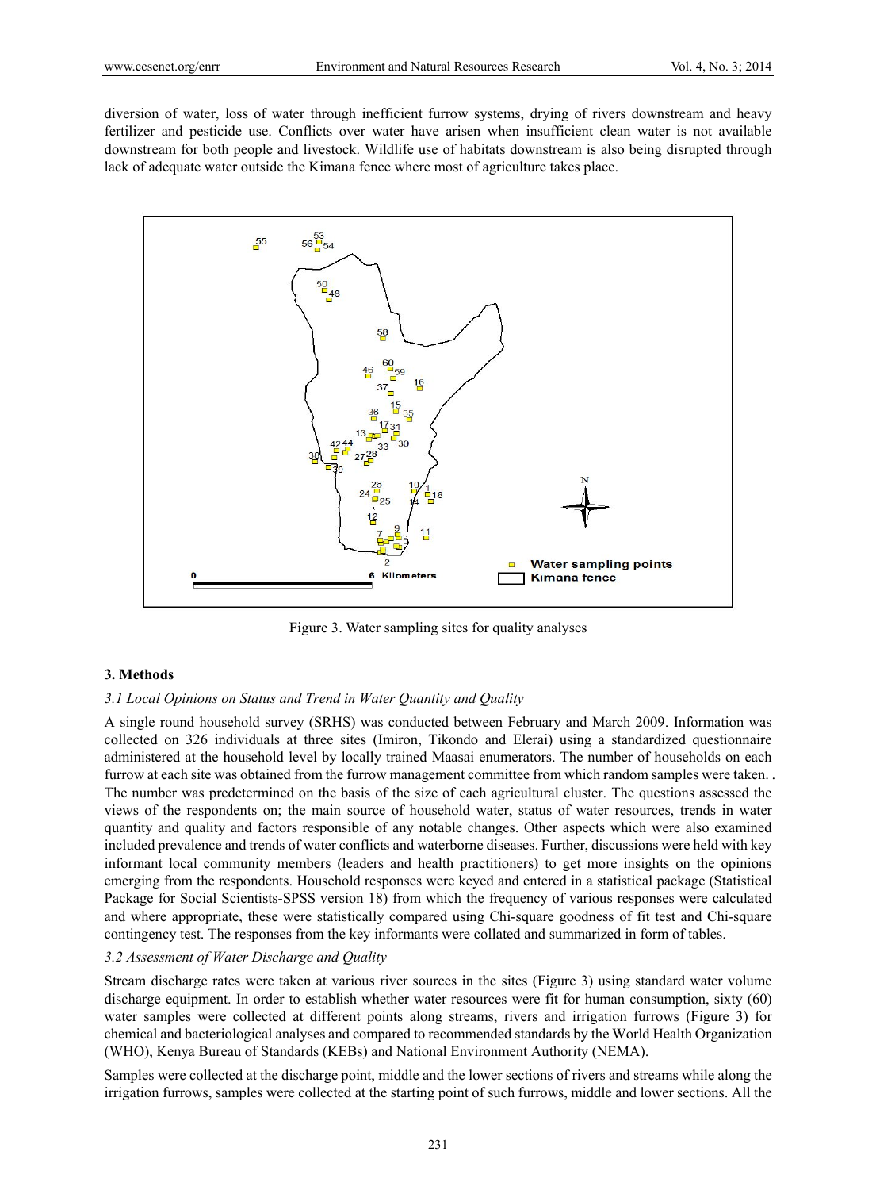diversion of water, loss of water through inefficient furrow systems, drying of rivers downstream and heavy fertilizer and pesticide use. Conflicts over water have arisen when insufficient clean water is not available downstream for both people and livestock. Wildlife use of habitats downstream is also being disrupted through lack of adequate water outside the Kimana fence where most of agriculture takes place.

Figure 3. Water sampling sites for quality analyses

## 3. Methods

### 3.1 Local Opinions on Status and Trend in Water Quantity and Quality

A single round household survey (SRHS) was conducted between February and March 2009. Information was collected on 326 individuals at three sites (Imiron, Tikondo and Elerai) using a standardized questionnaire administered at the household level by locally trained Maasai enumerators. The number of households on each furrow at each site was obtained from the furrow management committee from which random samples were taken. . The number was predetermined on the basis of the size of each agricultural cluster. The questions assessed the views of the respondents on; the main source of household water, status of water resources, trends in water quantity and quality and factors responsible of any notable changes. Other aspects which were also examined included prevalence and trends of water conflicts and waterborne diseases. Further, discussions were held with key informant local community members (leaders and health practitioners) to get more insights on the opinions emerging from the respondents. Household responses were keyed and entered in a statistical package (Statistical Package for Social Scientists-SPSS version 18) from which the frequency of various responses were calculated and where appropriate, these were statistically compared using Chi-square goodness of fit test and Chi-square contingency test. The responses from the key informants were collated and summarized in form of tables.

### 3.2 Assessment of Water Discharge and Quality

Stream discharge rates were taken at various river sources in the sites (Figure 3) using standard water volume discharge equipment. In order to establish whether water resources were fit for human consumption, sixty (60) water samples were collected at different points along streams, rivers and irrigation furrows (Figure 3) for chemical and bacteriological analyses and compared to recommended standards by the World Health Organization (WHO), Kenya Bureau of Standards (KEBs) and National Environment Authority (NEMA).

Samples were collected at the discharge point, middle and the lower sections of rivers and streams while along the irrigation furrows, samples were collected at the starting point of such furrows, middle and lower sections. All the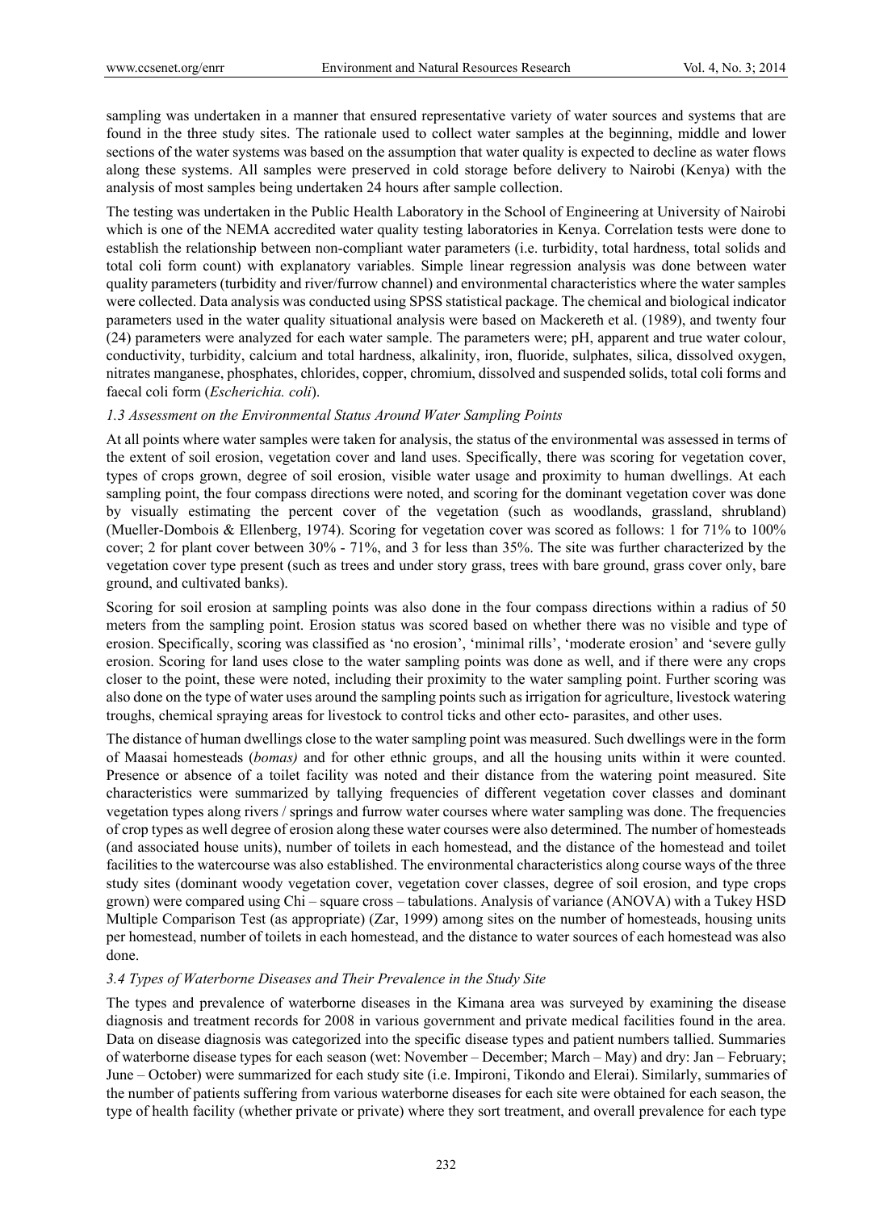sampling was undertaken in a manner that ensured representative variety of water sources and systems that are found in the three study sites. The rationale used to collect water samples at the beginning, middle and lower sections of the water systems was based on the assumption that water quality is expected to decline as water flows along these systems. All samples were preserved in cold storage before delivery to Nairobi (Kenya) with the analysis of most samples being undertaken 24 hours after sample collection.

The testing was undertaken in the Public Health Laboratory in the School of Engineering at University of Nairobi which is one of the NEMA accredited water quality testing laboratories in Kenya. Correlation tests were done to establish the relationship between non-compliant water parameters (i.e. turbidity, total hardness, total solids and total coli form count) with explanatory variables. Simple linear regression analysis was done between water quality parameters (turbidity and river/furrow channel) and environmental characteristics where the water samples were collected. Data analysis was conducted using SPSS statistical package. The chemical and biological indicator parameters used in the water quality situational analysis were based on Mackereth et al. (1989), and twenty four (24) parameters were analyzed for each water sample. The parameters were; pH, apparent and true water colour, conductivity, turbidity, calcium and total hardness, alkalinity, iron, fluoride, sulphates, silica, dissolved oxygen, nitrates manganese, phosphates, chlorides, copper, chromium, dissolved and suspended solids, total coli forms and faecal coli form (*Escherichia. coli*).

### *1.3 Assessment on the Environmental Status Around Water Sampling Points*

At all points where water samples were taken for analysis, the status of the environmental was assessed in terms of the extent of soil erosion, vegetation cover and land uses. Specifically, there was scoring for vegetation cover, types of crops grown, degree of soil erosion, visible water usage and proximity to human dwellings. At each sampling point, the four compass directions were noted, and scoring for the dominant vegetation cover was done by visually estimating the percent cover of the vegetation (such as woodlands, grassland, shrubland) (Mueller-Dombois & Ellenberg, 1974). Scoring for vegetation cover was scored as follows: 1 for 71% to 100% cover; 2 for plant cover between 30% - 71%, and 3 for less than 35%. The site was further characterized by the vegetation cover type present (such as trees and under story grass, trees with bare ground, grass cover only, bare ground, and cultivated banks).

Scoring for soil erosion at sampling points was also done in the four compass directions within a radius of 50 meters from the sampling point. Erosion status was scored based on whether there was no visible and type of erosion. Specifically, scoring was classified as 'no erosion', 'minimal rills', 'moderate erosion' and 'severe gully erosion. Scoring for land uses close to the water sampling points was done as well, and if there were any crops closer to the point, these were noted, including their proximity to the water sampling point. Further scoring was also done on the type of water uses around the sampling points such as irrigation for agriculture, livestock watering troughs, chemical spraying areas for livestock to control ticks and other ecto- parasites, and other uses.

The distance of human dwellings close to the water sampling point was measured. Such dwellings were in the form of Maasai homesteads (*bomas)* and for other ethnic groups, and all the housing units within it were counted. Presence or absence of a toilet facility was noted and their distance from the watering point measured. Site characteristics were summarized by tallying frequencies of different vegetation cover classes and dominant vegetation types along rivers / springs and furrow water courses where water sampling was done. The frequencies of crop types as well degree of erosion along these water courses were also determined. The number of homesteads (and associated house units), number of toilets in each homestead, and the distance of the homestead and toilet facilities to the watercourse was also established. The environmental characteristics along course ways of the three study sites (dominant woody vegetation cover, vegetation cover classes, degree of soil erosion, and type crops grown) were compared using Chi – square cross – tabulations. Analysis of variance (ANOVA) with a Tukey HSD Multiple Comparison Test (as appropriate) (Zar, 1999) among sites on the number of homesteads, housing units per homestead, number of toilets in each homestead, and the distance to water sources of each homestead was also done.

### *3.4 Types of Waterborne Diseases and Their Prevalence in the Study Site*

The types and prevalence of waterborne diseases in the Kimana area was surveyed by examining the disease diagnosis and treatment records for 2008 in various government and private medical facilities found in the area. Data on disease diagnosis was categorized into the specific disease types and patient numbers tallied. Summaries of waterborne disease types for each season (wet: November – December; March – May) and dry: Jan – February; June – October) were summarized for each study site (i.e. Impironi, Tikondo and Elerai). Similarly, summaries of the number of patients suffering from various waterborne diseases for each site were obtained for each season, the type of health facility (whether private or private) where they sort treatment, and overall prevalence for each type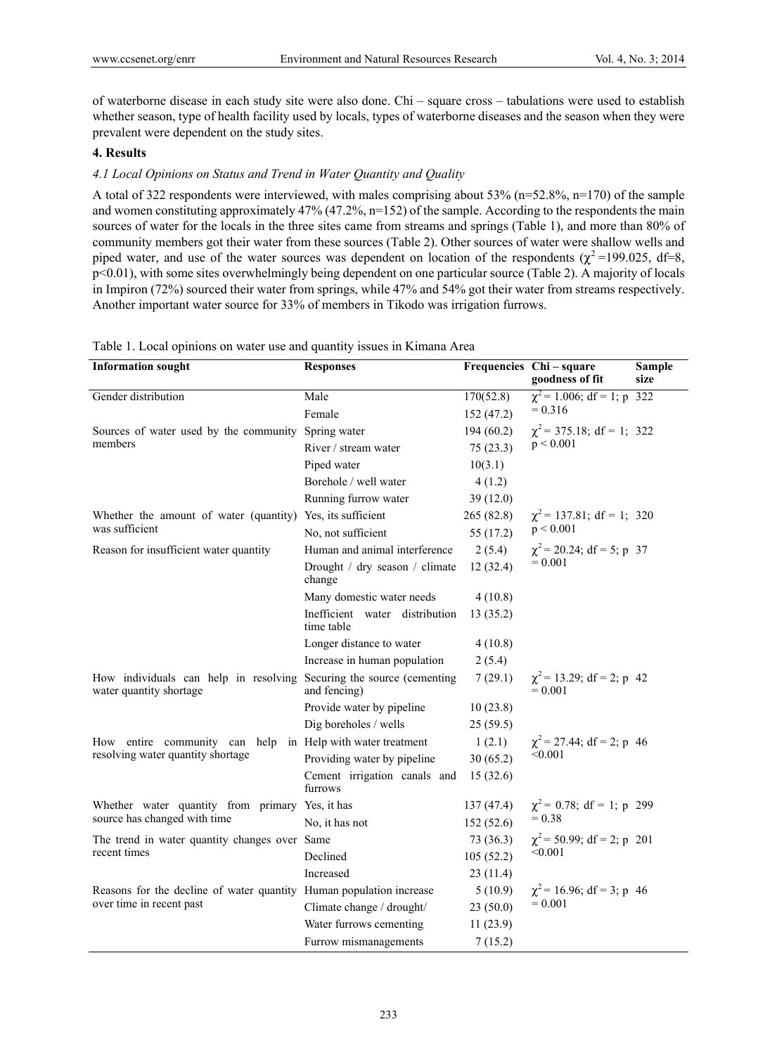of waterborne disease in each study site were also done. Chi – square cross – tabulations were used to establish whether season, type of health facility used by locals, types of waterborne diseases and the season when they were prevalent were dependent on the study sites.

## 4. Results

### *4.1 Local Opinions on Status and Trend in Water Quantity and Quality*

A total of 322 respondents were interviewed, with males comprising about 53% (n=52.8%, n=170) of the sample and women constituting approximately 47% (47.2%, n=152) of the sample. According to the respondents the main sources of water for the locals in the three sites came from streams and springs (Table 1), and more than 80% of community members got their water from these sources (Table 2). Other sources of water were shallow wells and piped water, and use of the water sources was dependent on location of the respondents ($\chi^2$ =199.025, df=8, $p<0.01$), with some sites overwhelmingly being dependent on one particular source (Table 2). A majority of locals in Impiron (72%) sourced their water from springs, while 47% and 54% got their water from streams respectively. Another important water source for 33% of members in Tikodo was irrigation furrows.

Table 1. Local opinions on water use and quantity issues in Kimana Area

| Information sought | Responses | Frequencies | Chi – square goodness of fit | Sample size |
|---|---|---|---|---|
| Gender distribution | Male | 170(52.8) | $\chi^2$ = 1.006; df = 1; p = 0.316 | 322 |
| | Female | 152 (47.2) | | |
| Sources of water used by the community members | Spring water | 194 (60.2) | $\chi^2$ = 375.18; df = 1; $p < 0.001$ | 322 |
| | River / stream water | 75 (23.3) | | |
| | Piped water | 10(3.1) | | |
| | Borehole / well water | 4 (1.2) | | |
| | Running furrow water | 39 (12.0) | | |
| Whether the amount of water (quantity) was sufficient | Yes, its sufficient | 265 (82.8) | $\chi^2$ = 137.81; df = 1; $p < 0.001$ | 320 |
| | No, not sufficient | 55 (17.2) | | |
| Reason for insufficient water quantity | Human and animal interference | 2 (5.4) | $\chi^2$ = 20.24; df = 5; p = 0.001 | 37 |
| | Drought / dry season / climate change | 12 (32.4) | | |
| | Many domestic water needs | 4 (10.8) | | |
| | Inefficient water distribution time table | 13 (35.2) | | |
| | Longer distance to water | 4 (10.8) | | |
| | Increase in human population | 2 (5.4) | | |
| How individuals can help in resolving water quantity shortage | Securing the source (cementing and fencing) | 7 (29.1) | $\chi^2$ = 13.29; df = 2; p = 0.001 | 42 |
| | Provide water by pipeline | 10 (23.8) | | |
| | Dig boreholes / wells | 25 (59.5) | | |
| How entire community can help in resolving water quantity shortage | Help with water treatment | 1 (2.1) | $\chi^2$ = 27.44; df = 2; p <0.001 | 46 |
| | Providing water by pipeline | 30 (65.2) | | |
| | Cement irrigation canals and furrows | 15 (32.6) | | |
| Whether water quantity from primary source has changed with time | Yes, it has | 137 (47.4) | $\chi^2$ = 0.78; df = 1; p = 0.38 | 299 |
| | No, it has not | 152 (52.6) | | |
| The trend in water quantity changes over recent times | Same | 73 (36.3) | $\chi^2$ = 50.99; df = 2; p <0.001 | 201 |
| | Declined | 105 (52.2) | | |
| | Increased | 23 (11.4) | | |
| Reasons for the decline of water quantity over time in recent past | Human population increase | 5 (10.9) | $\chi^2$ = 16.96; df = 3; p = 0.001 | 46 |
| | Climate change / drought/ | 23 (50.0) | | |
| | Water furrows cementing | 11 (23.9) | | |
| | Furrow mismanagements | 7 (15.2) | | |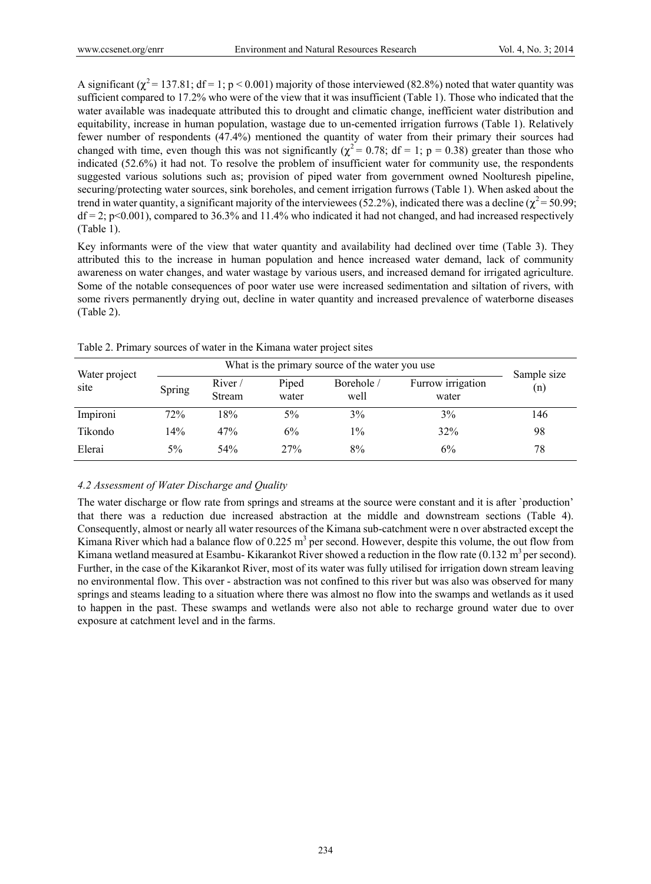A significant ($\chi^2 = 137.81$; df = 1; $p < 0.001$) majority of those interviewed (82.8%) noted that water quantity was sufficient compared to 17.2% who were of the view that it was insufficient (Table 1). Those who indicated that the water available was inadequate attributed this to drought and climatic change, inefficient water distribution and equitability, increase in human population, wastage due to un-cemented irrigation furrows (Table 1). Relatively fewer number of respondents (47.4%) mentioned the quantity of water from their primary their sources had changed with time, even though this was not significantly ($\chi^2 = 0.78$; df = 1; $p = 0.38$) greater than those who indicated (52.6%) it had not. To resolve the problem of insufficient water for community use, the respondents suggested various solutions such as; provision of piped water from government owned Noolturesh pipeline, securing/protecting water sources, sink boreholes, and cement irrigation furrows (Table 1). When asked about the trend in water quantity, a significant majority of the interviewees (52.2%), indicated there was a decline ($\chi^2 = 50.99$; df = 2; $p<0.001$), compared to 36.3% and 11.4% who indicated it had not changed, and had increased respectively (Table 1).

Key informants were of the view that water quantity and availability had declined over time (Table 3). They attributed this to the increase in human population and hence increased water demand, lack of community awareness on water changes, and water wastage by various users, and increased demand for irrigated agriculture. Some of the notable consequences of poor water use were increased sedimentation and siltation of rivers, with some rivers permanently drying out, decline in water quantity and increased prevalence of waterborne diseases (Table 2).

Table 2. Primary sources of water in the Kimana water project sites

| Water project site | What is the primary source of the water you use | | | | | Sample size (n) |
|---|---|---|---|---|---|---|
| | Spring | River / Stream | Piped water | Borehole / well | Furrow irrigation water | |
| Impironi | 72% | 18% | 5% | 3% | 3% | 146 |
| Tikondo | 14% | 47% | 6% | 1% | 32% | 98 |
| Elerai | 5% | 54% | 27% | 8% | 6% | 78 |

### *4.2 Assessment of Water Discharge and Quality*

The water discharge or flow rate from springs and streams at the source were constant and it is after `production' that there was a reduction due increased abstraction at the middle and downstream sections (Table 4). Consequently, almost or nearly all water resources of the Kimana sub-catchment were n over abstracted except the Kimana River which had a balance flow of 0.225 $m^3$ per second. However, despite this volume, the out flow from Kimana wetland measured at Esambu- Kikarankot River showed a reduction in the flow rate (0.132 $m^3$ per second). Further, in the case of the Kikarankot River, most of its water was fully utilised for irrigation down stream leaving no environmental flow. This over - abstraction was not confined to this river but was also was observed for many springs and steams leading to a situation where there was almost no flow into the swamps and wetlands as it used to happen in the past. These swamps and wetlands were also not able to recharge ground water due to over exposure at catchment level and in the farms.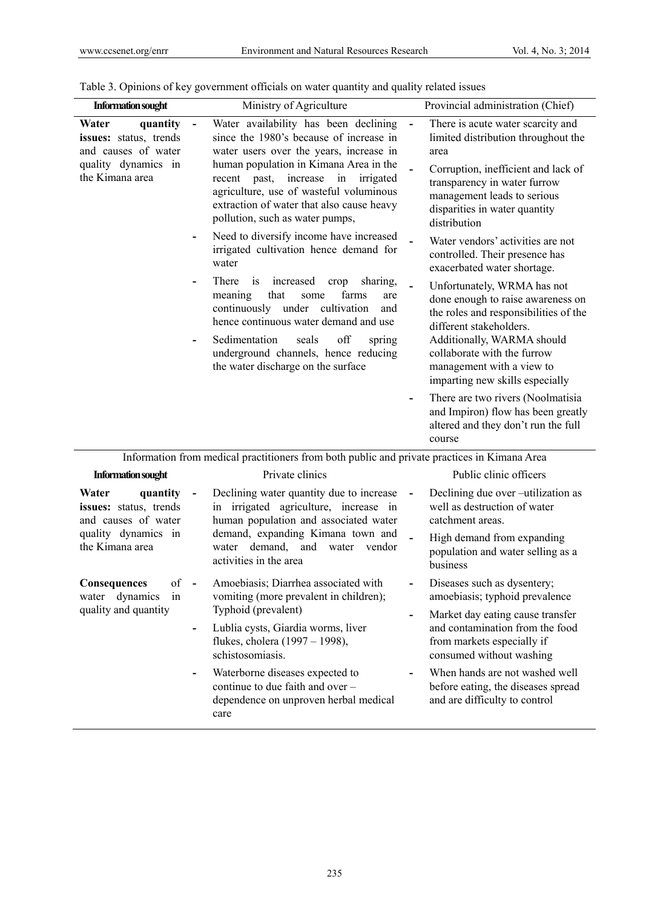Table 3. Opinions of key government officials on water quantity and quality related issues

| Information sought | Ministry of Agriculture | Provincial administration (Chief) |
|---|---|---|
| **Water quantity issues:** status, trends and causes of water quality dynamics in the Kimana area | - Water availability has been declining since the 1980's because of increase in water users over the years, increase in human population in Kimana Area in the recent past, increase in irrigated agriculture, use of wasteful voluminous extraction of water that also cause heavy pollution, such as water pumps,<br>- Need to diversify income have increased irrigated cultivation hence demand for water<br>- There is increased crop sharing, meaning that some farms are continuously under cultivation and hence continuous water demand and use<br>- Sedimentation seals off spring underground channels, hence reducing the water discharge on the surface | - There is acute water scarcity and limited distribution throughout the area<br>- Corruption, inefficient and lack of transparency in water furrow management leads to serious disparities in water quantity distribution<br>- Water vendors' activities are not controlled. Their presence has exacerbated water shortage.<br>- Unfortunately, WRMA has not done enough to raise awareness on the roles and responsibilities of the different stakeholders. Additionally, WARMA should collaborate with the furrow management with a view to imparting new skills especially<br>- There are two rivers (Noolmatisia and Impiron) flow has been greatly altered and they don't run the full course |
| Information from medical practitioners from both public and private practices in Kimana Area | | |
| **Information sought** | **Private clinics** | **Public clinic officers** |
| **Water quantity issues:** status, trends and causes of water quality dynamics in the Kimana area | - Declining water quantity due to increase in irrigated agriculture, increase in human population and associated water demand, expanding Kimana town and water demand, and water vendor activities in the area | - Declining due over –utilization as well as destruction of water catchment areas.<br>- High demand from expanding population and water selling as a business |
| **Consequences of water dynamics in quality and quantity** | - Amoebiasis; Diarrhea associated with vomiting (more prevalent in children); Typhoid (prevalent)<br>- Lublia cysts, Giardia worms, liver flukes, cholera (1997 – 1998), schistosomiasis.<br>- Waterborne diseases expected to continue to due faith and over – dependence on unproven herbal medical care | - Diseases such as dysentery; amoebiasis; typhoid prevalence<br>- Market day eating cause transfer and contamination from the food from markets especially if consumed without washing<br>- When hands are not washed well before eating, the diseases spread and are difficulty to control |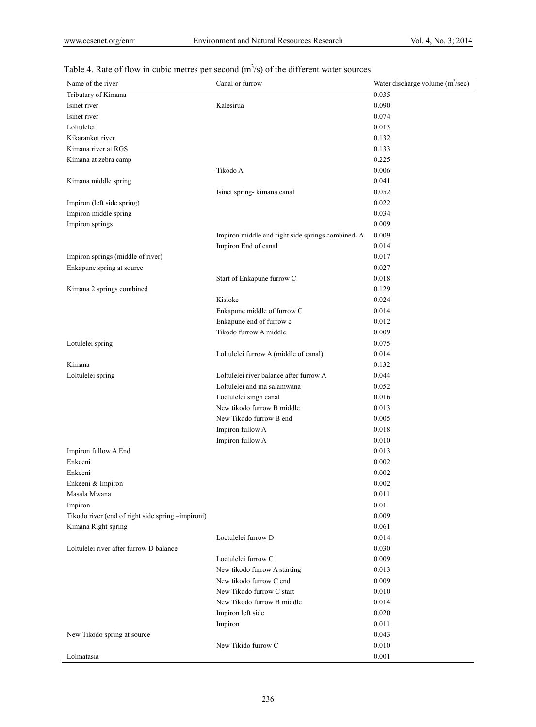Table 4. Rate of flow in cubic metres per second ($m^3/s$) of the different water sources

| Name of the river | Canal or furrow | Water discharge volume ($m^3/sec$) |
|---|---|---|
| Tributary of Kimana | | 0.035 |
| Isinet river | Kalesirua | 0.090 |
| Isinet river | | 0.074 |
| Loltulelei | | 0.013 |
| Kikarankot river | | 0.132 |
| Kimana river at RGS | | 0.133 |
| Kimana at zebra camp | | 0.225 |
| | Tikodo A | 0.006 |
| Kimana middle spring | | 0.041 |
| | Isinet spring- kimana canal | 0.052 |
| Impiron (left side spring) | | 0.022 |
| Impiron middle spring | | 0.034 |
| Impiron springs | | 0.009 |
| | Impiron middle and right side springs combined- A | 0.009 |
| | Impiron End of canal | 0.014 |
| Impiron springs (middle of river) | | 0.017 |
| Enkapune spring at source | | 0.027 |
| | Start of Enkapune furrow C | 0.018 |
| Kimana 2 springs combined | | 0.129 |
| | Kisioke | 0.024 |
| | Enkapune middle of furrow C | 0.014 |
| | Enkapune end of furrow c | 0.012 |
| | Tikodo furrow A middle | 0.009 |
| Lotulelei spring | | 0.075 |
| | Loltulelei furrow A (middle of canal) | 0.014 |
| Kimana | | 0.132 |
| Loltulelei spring | Loltulelei river balance after furrow A | 0.044 |
| | Loltulelei and ma salamwana | 0.052 |
| | Loctulelei singh canal | 0.016 |
| | New tikodo furrow B middle | 0.013 |
| | New Tikodo furrow B end | 0.005 |
| | Impiron fullow A | 0.018 |
| | Impiron fullow A | 0.010 |
| Impiron fullow A End | | 0.013 |
| Enkeeni | | 0.002 |
| Enkeeni | | 0.002 |
| Enkeeni & Impiron | | 0.002 |
| Masala Mwana | | 0.011 |
| Impiron | | 0.01 |
| Tikodo river (end of right side spring –impironi) | | 0.009 |
| Kimana Right spring | | 0.061 |
| | Loctulelei furrow D | 0.014 |
| Loltulelei river after furrow D balance | | 0.030 |
| | Loctulelei furrow C | 0.009 |
| | New tikodo furrow A starting | 0.013 |
| | New tikodo furrow C end | 0.009 |
| | New Tikodo furrow C start | 0.010 |
| | New Tikodo furrow B middle | 0.014 |
| | Impiron left side | 0.020 |
| | Impiron | 0.011 |
| New Tikodo spring at source | | 0.043 |
| | New Tikido furrow C | 0.010 |
| Lolmatasia | | 0.001 |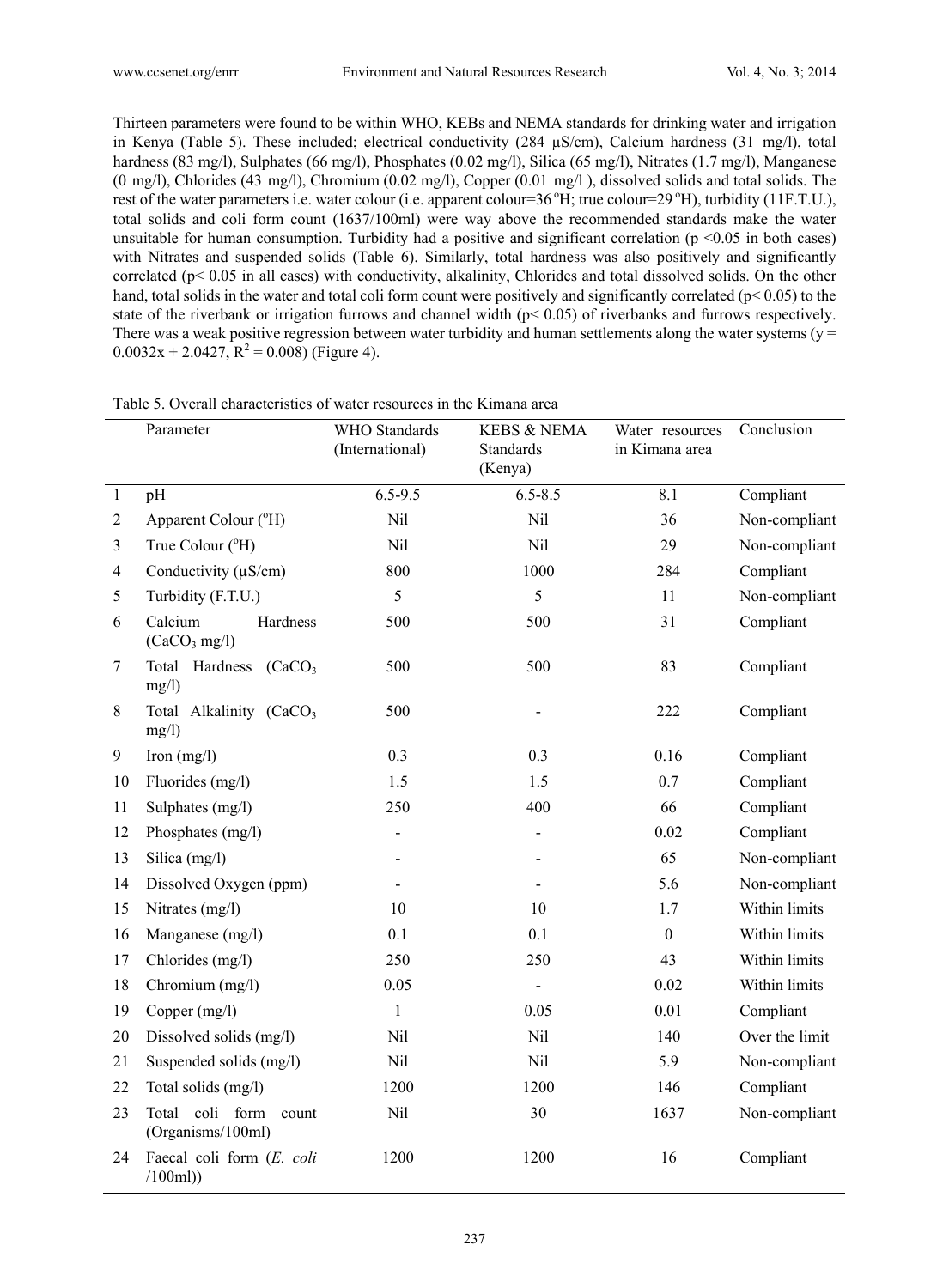Thirteen parameters were found to be within WHO, KEBs and NEMA standards for drinking water and irrigation in Kenya (Table 5). These included; electrical conductivity (284 µS/cm), Calcium hardness (31 mg/l), total hardness (83 mg/l), Sulphates (66 mg/l), Phosphates (0.02 mg/l), Silica (65 mg/l), Nitrates (1.7 mg/l), Manganese (0 mg/l), Chlorides (43 mg/l), Chromium (0.02 mg/l), Copper (0.01 mg/l ), dissolved solids and total solids. The rest of the water parameters i.e. water colour (i.e. apparent colour=36 °H; true colour=29 °H), turbidity (11F.T.U.), total solids and coli form count (1637/100ml) were way above the recommended standards make the water unsuitable for human consumption. Turbidity had a positive and significant correlation ($p < 0.05$ in both cases) with Nitrates and suspended solids (Table 6). Similarly, total hardness was also positively and significantly correlated ($p < 0.05$ in all cases) with conductivity, alkalinity, Chlorides and total dissolved solids. On the other hand, total solids in the water and total coli form count were positively and significantly correlated ($p < 0.05$) to the state of the riverbank or irrigation furrows and channel width ($p < 0.05$) of riverbanks and furrows respectively. There was a weak positive regression between water turbidity and human settlements along the water systems ($y = 0.0032x + 2.0427$, $R^2 = 0.008$) (Figure 4).

Table 5. Overall characteristics of water resources in the Kimana area

| | Parameter | WHO Standards (International) | KEBS & NEMA Standards (Kenya) | Water resources in Kimana area | Conclusion |
|---|---|---|---|---|---|
| 1 | pH | 6.5-9.5 | 6.5-8.5 | 8.1 | Compliant |
| 2 | Apparent Colour (°H) | Nil | Nil | 36 | Non-compliant |
| 3 | True Colour (°H) | Nil | Nil | 29 | Non-compliant |
| 4 | Conductivity (µS/cm) | 800 | 1000 | 284 | Compliant |
| 5 | Turbidity (F.T.U.) | 5 | 5 | 11 | Non-compliant |
| 6 | Calcium Hardness ($CaCO_3$ mg/l) | 500 | 500 | 31 | Compliant |
| 7 | Total Hardness ($CaCO_3$ mg/l) | 500 | 500 | 83 | Compliant |
| 8 | Total Alkalinity ($CaCO_3$ mg/l) | 500 | - | 222 | Compliant |
| 9 | Iron (mg/l) | 0.3 | 0.3 | 0.16 | Compliant |
| 10 | Fluorides (mg/l) | 1.5 | 1.5 | 0.7 | Compliant |
| 11 | Sulphates (mg/l) | 250 | 400 | 66 | Compliant |
| 12 | Phosphates (mg/l) | - | - | 0.02 | Compliant |
| 13 | Silica (mg/l) | - | - | 65 | Non-compliant |
| 14 | Dissolved Oxygen (ppm) | - | - | 5.6 | Non-compliant |
| 15 | Nitrates (mg/l) | 10 | 10 | 1.7 | Within limits |
| 16 | Manganese (mg/l) | 0.1 | 0.1 | 0 | Within limits |
| 17 | Chlorides (mg/l) | 250 | 250 | 43 | Within limits |
| 18 | Chromium (mg/l) | 0.05 | - | 0.02 | Within limits |
| 19 | Copper (mg/l) | 1 | 0.05 | 0.01 | Compliant |
| 20 | Dissolved solids (mg/l) | Nil | Nil | 140 | Over the limit |
| 21 | Suspended solids (mg/l) | Nil | Nil | 5.9 | Non-compliant |
| 22 | Total solids (mg/l) | 1200 | 1200 | 146 | Compliant |
| 23 | Total coli form count (Organisms/100ml) | Nil | 30 | 1637 | Non-compliant |
| 24 | Faecal coli form (*E. coli* /100ml)) | 1200 | 1200 | 16 | Compliant |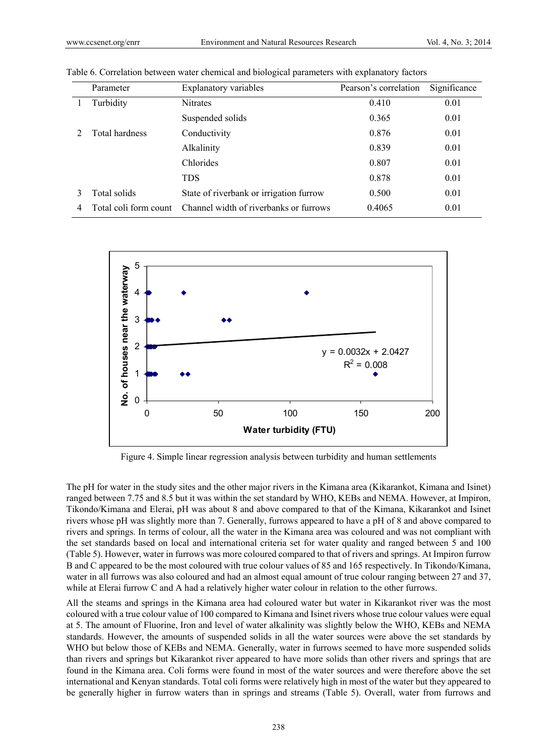Table 6. Correlation between water chemical and biological parameters with explanatory factors

| | Parameter | Explanatory variables | Pearson's correlation | Significance |
|---|---|---|---|---|
| 1 | Turbidity | Nitrates | 0.410 | 0.01 |
| | | Suspended solids | 0.365 | 0.01 |
| 2 | Total hardness | Conductivity | 0.876 | 0.01 |
| | | Alkalinity | 0.839 | 0.01 |
| | | Chlorides | 0.807 | 0.01 |
| | | TDS | 0.878 | 0.01 |
| 3 | Total solids | State of riverbank or irrigation furrow | 0.500 | 0.01 |
| 4 | Total coli form count | Channel width of riverbanks or furrows | 0.4065 | 0.01 |

Figure 4. Simple linear regression analysis between turbidity and human settlements

The pH for water in the study sites and the other major rivers in the Kimana area (Kikarankot, Kimana and Isinet) ranged between 7.75 and 8.5 but it was within the set standard by WHO, KEBs and NEMA. However, at Impiron, Tikondo/Kimana and Elerai, pH was about 8 and above compared to that of the Kimana, Kikarankot and Isinet rivers whose pH was slightly more than 7. Generally, furrows appeared to have a pH of 8 and above compared to rivers and springs. In terms of colour, all the water in the Kimana area was coloured and was not compliant with the set standards based on local and international criteria set for water quality and ranged between 5 and 100 (Table 5). However, water in furrows was more coloured compared to that of rivers and springs. At Impiron furrow B and C appeared to be the most coloured with true colour values of 85 and 165 respectively. In Tikondo/Kimana, water in all furrows was also coloured and had an almost equal amount of true colour ranging between 27 and 37, while at Elerai furrow C and A had a relatively higher water colour in relation to the other furrows.

All the steams and springs in the Kimana area had coloured water but water in Kikarankot river was the most coloured with a true colour value of 100 compared to Kimana and Isinet rivers whose true colour values were equal at 5. The amount of Fluorine, Iron and level of water alkalinity was slightly below the WHO, KEBs and NEMA standards. However, the amounts of suspended solids in all the water sources were above the set standards by WHO but below those of KEBs and NEMA. Generally, water in furrows seemed to have more suspended solids than rivers and springs but Kikarankot river appeared to have more solids than other rivers and springs that are found in the Kimana area. Coli forms were found in most of the water sources and were therefore above the set international and Kenyan standards. Total coli forms were relatively high in most of the water but they appeared to be generally higher in furrow waters than in springs and streams (Table 5). Overall, water from furrows and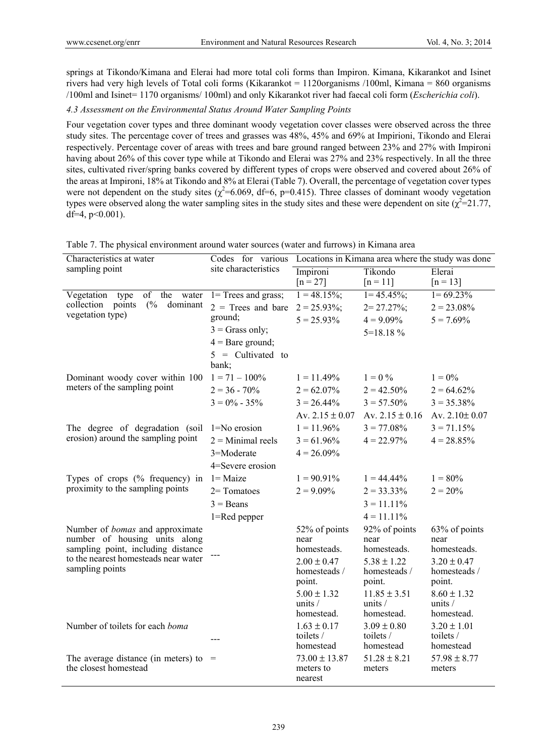springs at Tikondo/Kimana and Elerai had more total coli forms than Impiron. Kimana, Kikarankot and Isinet rivers had very high levels of Total coli forms (Kikarankot = 1120organisms /100ml, Kimana = 860 organisms /100ml and Isinet= 1170 organisms/ 100ml) and only Kikarankot river had faecal coli form (*Escherichia coli*).

*4.3 Assessment on the Environmental Status Around Water Sampling Points*

Four vegetation cover types and three dominant woody vegetation cover classes were observed across the three study sites. The percentage cover of trees and grasses was 48%, 45% and 69% at Impirioni, Tikondo and Elerai respectively. Percentage cover of areas with trees and bare ground ranged between 23% and 27% with Impironi having about 26% of this cover type while at Tikondo and Elerai was 27% and 23% respectively. In all the three sites, cultivated river/spring banks covered by different types of crops were observed and covered about 26% of the areas at Impironi, 18% at Tikondo and 8% at Elerai (Table 7). Overall, the percentage of vegetation cover types were not dependent on the study sites ($\chi^2$=6.069, df=6, p=0.415). Three classes of dominant woody vegetation types were observed along the water sampling sites in the study sites and these were dependent on site ($\chi^2$=21.77, df=4, p<0.001).

Table 7. The physical environment around water sources (water and furrows) in Kimana area

| Characteristics at water sampling point | Codes for various site characteristics | Locations in Kimana area where the study was done | | |
|---|---|---|---|---|
| | | Impironi [n = 27] | Tikondo [n = 11] | Elerai [n = 13] |
| Vegetation type of the water collection points (% dominant vegetation type) | 1= Trees and grass; 2 = Trees and bare ground; 3 = Grass only; 4 = Bare ground; 5 = Cultivated to bank; | 1 = 48.15%; 2 = 25.93%; 5 = 25.93% | 1= 45.45%; 2= 27.27%; 4 = 9.09% 5=18.18 % | 1= 69.23% 2 = 23.08% 5 = 7.69% |
| Dominant woody cover within 100 meters of the sampling point | 1 = 71 – 100% 2 = 36 - 70% 3 = 0% - 35% | 1 = 11.49% 2 = 62.07% 3 = 26.44% Av. 2.15 ± 0.07 | 1 = 0 % 2 = 42.50% 3 = 57.50% Av. 2.15 ± 0.16 | 1 = 0% 2 = 64.62% 3 = 35.38% Av. 2.10± 0.07 |
| The degree of degradation (soil erosion) around the sampling point | 1=No erosion 2 = Minimal reels 3=Moderate 4=Severe erosion | 1 = 11.96% 3 = 61.96% 4 = 26.09% | 3 = 77.08% 4 = 22.97% | 3 = 71.15% 4 = 28.85% |
| Types of crops (% frequency) in proximity to the sampling points | 1= Maize 2= Tomatoes 3 = Beans 1=Red pepper | 1 = 90.91% 2 = 9.09% | 1 = 44.44% 2 = 33.33% 3 = 11.11% 4 = 11.11% | 1 = 80% 2 = 20% |
| Number of *bomas* and approximate number of housing units along sampling point, including distance to the nearest homesteads near water sampling points | --- | 52% of points near homesteads. 2.00 ± 0.47 homesteads / point. 5.00 ± 1.32 units / homestead. | 92% of points near homesteads. 5.38 ± 1.22 homesteads / point. 11.85 ± 3.51 units / homestead. | 63% of points near homesteads. 3.20 ± 0.47 homesteads / point. 8.60 ± 1.32 units / homestead. |
| Number of toilets for each *boma* | --- | 1.63 ± 0.17 toilets / homestead | 3.09 ± 0.80 toilets / homestead | 3.20 ± 1.01 toilets / homestead |
| The average distance (in meters) to the closest homestead | = | 73.00 ± 13.87 meters to nearest | 51.28 ± 8.21 meters | 57.98 ± 8.77 meters |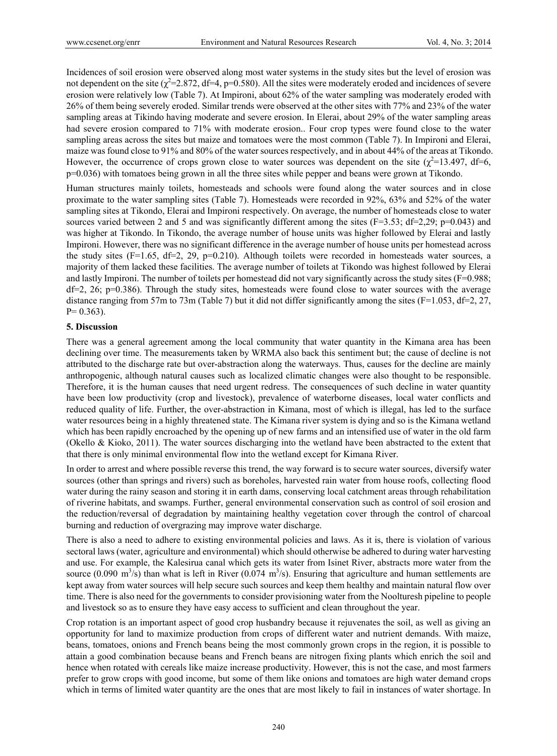Incidences of soil erosion were observed along most water systems in the study sites but the level of erosion was not dependent on the site ($\chi^2$=2.872, df=4, p=0.580). All the sites were moderately eroded and incidences of severe erosion were relatively low (Table 7). At Impironi, about 62% of the water sampling was moderately eroded with 26% of them being severely eroded. Similar trends were observed at the other sites with 77% and 23% of the water sampling areas at Tikindo having moderate and severe erosion. In Elerai, about 29% of the water sampling areas had severe erosion compared to 71% with moderate erosion.. Four crop types were found close to the water sampling areas across the sites but maize and tomatoes were the most common (Table 7). In Impironi and Elerai, maize was found close to 91% and 80% of the water sources respectively, and in about 44% of the areas at Tikondo. However, the occurrence of crops grown close to water sources was dependent on the site ($\chi^2$=13.497, df=6, p=0.036) with tomatoes being grown in all the three sites while pepper and beans were grown at Tikondo.

Human structures mainly toilets, homesteads and schools were found along the water sources and in close proximate to the water sampling sites (Table 7). Homesteads were recorded in 92%, 63% and 52% of the water sampling sites at Tikondo, Elerai and Impironi respectively. On average, the number of homesteads close to water sources varied between 2 and 5 and was significantly different among the sites (F=3.53; df=2,29; p=0.043) and was higher at Tikondo. In Tikondo, the average number of house units was higher followed by Elerai and lastly Impironi. However, there was no significant difference in the average number of house units per homestead across the study sites (F=1.65, df=2, 29, p=0.210). Although toilets were recorded in homesteads water sources, a majority of them lacked these facilities. The average number of toilets at Tikondo was highest followed by Elerai and lastly Impironi. The number of toilets per homestead did not vary significantly across the study sites (F=0.988; df=2, 26; p=0.386). Through the study sites, homesteads were found close to water sources with the average distance ranging from 57m to 73m (Table 7) but it did not differ significantly among the sites (F=1.053, df=2, 27, P= 0.363).

## 5. Discussion

There was a general agreement among the local community that water quantity in the Kimana area has been declining over time. The measurements taken by WRMA also back this sentiment but; the cause of decline is not attributed to the discharge rate but over-abstraction along the waterways. Thus, causes for the decline are mainly anthropogenic, although natural causes such as localized climatic changes were also thought to be responsible. Therefore, it is the human causes that need urgent redress. The consequences of such decline in water quantity have been low productivity (crop and livestock), prevalence of waterborne diseases, local water conflicts and reduced quality of life. Further, the over-abstraction in Kimana, most of which is illegal, has led to the surface water resources being in a highly threatened state. The Kimana river system is dying and so is the Kimana wetland which has been rapidly encroached by the opening up of new farms and an intensified use of water in the old farm (Okello & Kioko, 2011). The water sources discharging into the wetland have been abstracted to the extent that that there is only minimal environmental flow into the wetland except for Kimana River.

In order to arrest and where possible reverse this trend, the way forward is to secure water sources, diversify water sources (other than springs and rivers) such as boreholes, harvested rain water from house roofs, collecting flood water during the rainy season and storing it in earth dams, conserving local catchment areas through rehabilitation of riverine habitats, and swamps. Further, general environmental conservation such as control of soil erosion and the reduction/reversal of degradation by maintaining healthy vegetation cover through the control of charcoal burning and reduction of overgrazing may improve water discharge.

There is also a need to adhere to existing environmental policies and laws. As it is, there is violation of various sectoral laws (water, agriculture and environmental) which should otherwise be adhered to during water harvesting and use. For example, the Kalesirua canal which gets its water from Isinet River, abstracts more water from the source (0.090 $m^3$/s) than what is left in River (0.074 $m^3$/s). Ensuring that agriculture and human settlements are kept away from water sources will help secure such sources and keep them healthy and maintain natural flow over time. There is also need for the governments to consider provisioning water from the Noolturesh pipeline to people and livestock so as to ensure they have easy access to sufficient and clean throughout the year.

Crop rotation is an important aspect of good crop husbandry because it rejuvenates the soil, as well as giving an opportunity for land to maximize production from crops of different water and nutrient demands. With maize, beans, tomatoes, onions and French beans being the most commonly grown crops in the region, it is possible to attain a good combination because beans and French beans are nitrogen fixing plants which enrich the soil and hence when rotated with cereals like maize increase productivity. However, this is not the case, and most farmers prefer to grow crops with good income, but some of them like onions and tomatoes are high water demand crops which in terms of limited water quantity are the ones that are most likely to fail in instances of water shortage. In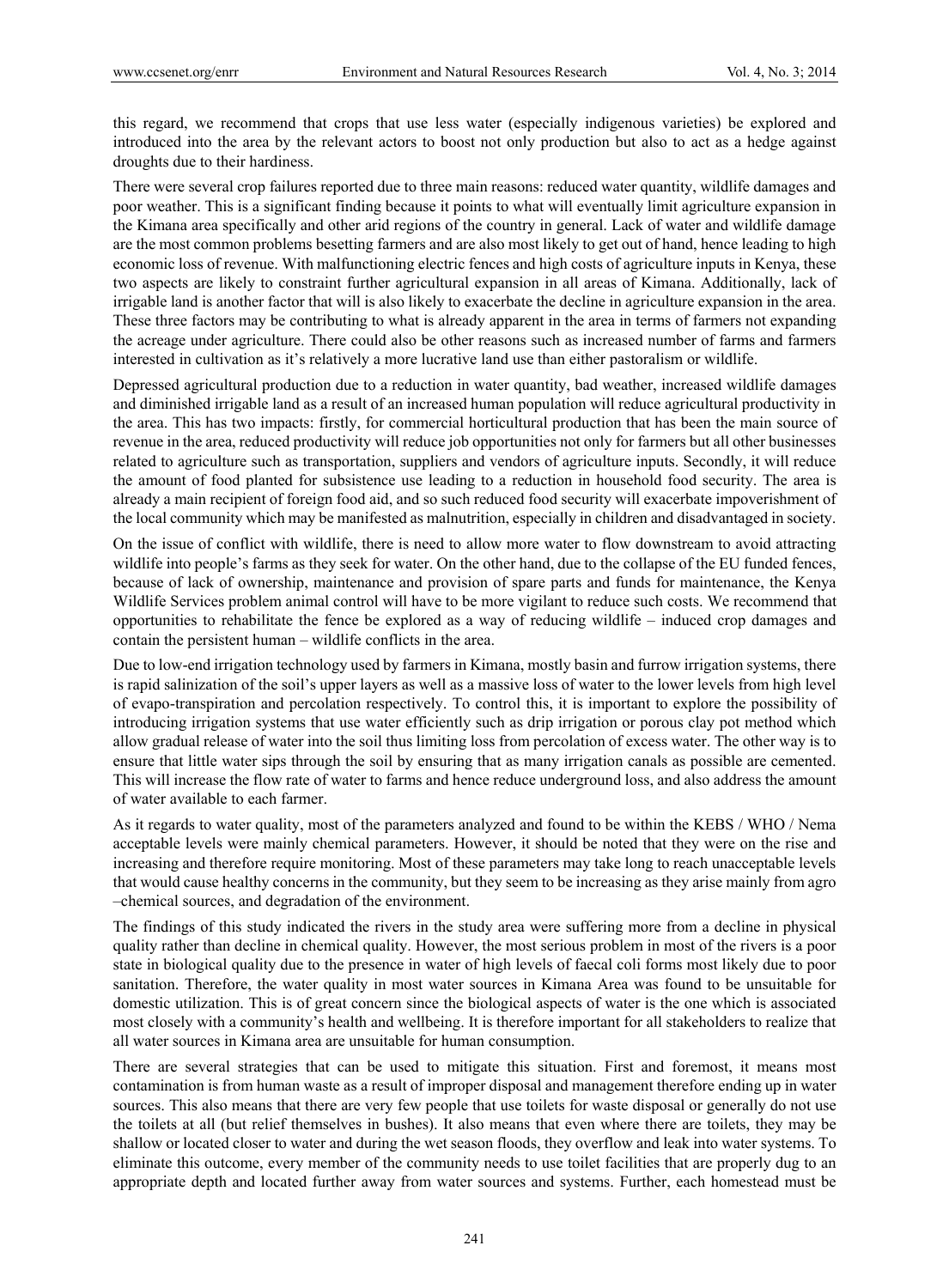this regard, we recommend that crops that use less water (especially indigenous varieties) be explored and introduced into the area by the relevant actors to boost not only production but also to act as a hedge against droughts due to their hardiness.

There were several crop failures reported due to three main reasons: reduced water quantity, wildlife damages and poor weather. This is a significant finding because it points to what will eventually limit agriculture expansion in the Kimana area specifically and other arid regions of the country in general. Lack of water and wildlife damage are the most common problems besetting farmers and are also most likely to get out of hand, hence leading to high economic loss of revenue. With malfunctioning electric fences and high costs of agriculture inputs in Kenya, these two aspects are likely to constraint further agricultural expansion in all areas of Kimana. Additionally, lack of irrigable land is another factor that will is also likely to exacerbate the decline in agriculture expansion in the area. These three factors may be contributing to what is already apparent in the area in terms of farmers not expanding the acreage under agriculture. There could also be other reasons such as increased number of farms and farmers interested in cultivation as it's relatively a more lucrative land use than either pastoralism or wildlife.

Depressed agricultural production due to a reduction in water quantity, bad weather, increased wildlife damages and diminished irrigable land as a result of an increased human population will reduce agricultural productivity in the area. This has two impacts: firstly, for commercial horticultural production that has been the main source of revenue in the area, reduced productivity will reduce job opportunities not only for farmers but all other businesses related to agriculture such as transportation, suppliers and vendors of agriculture inputs. Secondly, it will reduce the amount of food planted for subsistence use leading to a reduction in household food security. The area is already a main recipient of foreign food aid, and so such reduced food security will exacerbate impoverishment of the local community which may be manifested as malnutrition, especially in children and disadvantaged in society.

On the issue of conflict with wildlife, there is need to allow more water to flow downstream to avoid attracting wildlife into people's farms as they seek for water. On the other hand, due to the collapse of the EU funded fences, because of lack of ownership, maintenance and provision of spare parts and funds for maintenance, the Kenya Wildlife Services problem animal control will have to be more vigilant to reduce such costs. We recommend that opportunities to rehabilitate the fence be explored as a way of reducing wildlife – induced crop damages and contain the persistent human – wildlife conflicts in the area.

Due to low-end irrigation technology used by farmers in Kimana, mostly basin and furrow irrigation systems, there is rapid salinization of the soil's upper layers as well as a massive loss of water to the lower levels from high level of evapo-transpiration and percolation respectively. To control this, it is important to explore the possibility of introducing irrigation systems that use water efficiently such as drip irrigation or porous clay pot method which allow gradual release of water into the soil thus limiting loss from percolation of excess water. The other way is to ensure that little water sips through the soil by ensuring that as many irrigation canals as possible are cemented. This will increase the flow rate of water to farms and hence reduce underground loss, and also address the amount of water available to each farmer.

As it regards to water quality, most of the parameters analyzed and found to be within the KEBS / WHO / Nema acceptable levels were mainly chemical parameters. However, it should be noted that they were on the rise and increasing and therefore require monitoring. Most of these parameters may take long to reach unacceptable levels that would cause healthy concerns in the community, but they seem to be increasing as they arise mainly from agro –chemical sources, and degradation of the environment.

The findings of this study indicated the rivers in the study area were suffering more from a decline in physical quality rather than decline in chemical quality. However, the most serious problem in most of the rivers is a poor state in biological quality due to the presence in water of high levels of faecal coli forms most likely due to poor sanitation. Therefore, the water quality in most water sources in Kimana Area was found to be unsuitable for domestic utilization. This is of great concern since the biological aspects of water is the one which is associated most closely with a community's health and wellbeing. It is therefore important for all stakeholders to realize that all water sources in Kimana area are unsuitable for human consumption.

There are several strategies that can be used to mitigate this situation. First and foremost, it means most contamination is from human waste as a result of improper disposal and management therefore ending up in water sources. This also means that there are very few people that use toilets for waste disposal or generally do not use the toilets at all (but relief themselves in bushes). It also means that even where there are toilets, they may be shallow or located closer to water and during the wet season floods, they overflow and leak into water systems. To eliminate this outcome, every member of the community needs to use toilet facilities that are properly dug to an appropriate depth and located further away from water sources and systems. Further, each homestead must be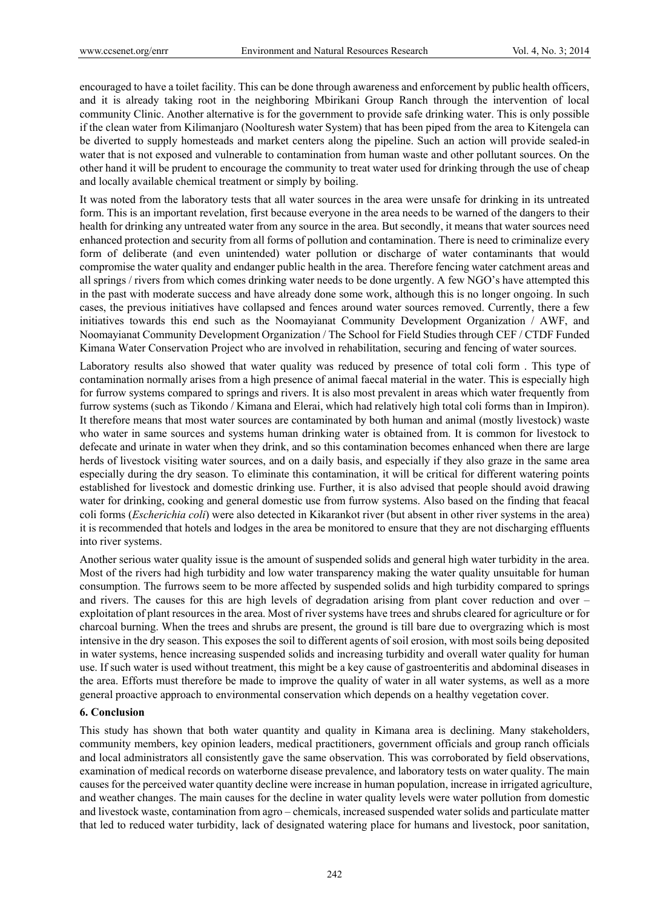encouraged to have a toilet facility. This can be done through awareness and enforcement by public health officers, and it is already taking root in the neighboring Mbirikani Group Ranch through the intervention of local community Clinic. Another alternative is for the government to provide safe drinking water. This is only possible if the clean water from Kilimanjaro (Noolturesh water System) that has been piped from the area to Kitengela can be diverted to supply homesteads and market centers along the pipeline. Such an action will provide sealed-in water that is not exposed and vulnerable to contamination from human waste and other pollutant sources. On the other hand it will be prudent to encourage the community to treat water used for drinking through the use of cheap and locally available chemical treatment or simply by boiling.

It was noted from the laboratory tests that all water sources in the area were unsafe for drinking in its untreated form. This is an important revelation, first because everyone in the area needs to be warned of the dangers to their health for drinking any untreated water from any source in the area. But secondly, it means that water sources need enhanced protection and security from all forms of pollution and contamination. There is need to criminalize every form of deliberate (and even unintended) water pollution or discharge of water contaminants that would compromise the water quality and endanger public health in the area. Therefore fencing water catchment areas and all springs / rivers from which comes drinking water needs to be done urgently. A few NGO's have attempted this in the past with moderate success and have already done some work, although this is no longer ongoing. In such cases, the previous initiatives have collapsed and fences around water sources removed. Currently, there a few initiatives towards this end such as the Noomayianat Community Development Organization / AWF, and Noomayianat Community Development Organization / The School for Field Studies through CEF / CTDF Funded Kimana Water Conservation Project who are involved in rehabilitation, securing and fencing of water sources.

Laboratory results also showed that water quality was reduced by presence of total coli form . This type of contamination normally arises from a high presence of animal faecal material in the water. This is especially high for furrow systems compared to springs and rivers. It is also most prevalent in areas which water frequently from furrow systems (such as Tikondo / Kimana and Elerai, which had relatively high total coli forms than in Impiron). It therefore means that most water sources are contaminated by both human and animal (mostly livestock) waste who water in same sources and systems human drinking water is obtained from. It is common for livestock to defecate and urinate in water when they drink, and so this contamination becomes enhanced when there are large herds of livestock visiting water sources, and on a daily basis, and especially if they also graze in the same area especially during the dry season. To eliminate this contamination, it will be critical for different watering points established for livestock and domestic drinking use. Further, it is also advised that people should avoid drawing water for drinking, cooking and general domestic use from furrow systems. Also based on the finding that feacal coli forms (*Escherichia coli*) were also detected in Kikarankot river (but absent in other river systems in the area) it is recommended that hotels and lodges in the area be monitored to ensure that they are not discharging effluents into river systems.

Another serious water quality issue is the amount of suspended solids and general high water turbidity in the area. Most of the rivers had high turbidity and low water transparency making the water quality unsuitable for human consumption. The furrows seem to be more affected by suspended solids and high turbidity compared to springs and rivers. The causes for this are high levels of degradation arising from plant cover reduction and over – exploitation of plant resources in the area. Most of river systems have trees and shrubs cleared for agriculture or for charcoal burning. When the trees and shrubs are present, the ground is till bare due to overgrazing which is most intensive in the dry season. This exposes the soil to different agents of soil erosion, with most soils being deposited in water systems, hence increasing suspended solids and increasing turbidity and overall water quality for human use. If such water is used without treatment, this might be a key cause of gastroenteritis and abdominal diseases in the area. Efforts must therefore be made to improve the quality of water in all water systems, as well as a more general proactive approach to environmental conservation which depends on a healthy vegetation cover.

## 6. Conclusion

This study has shown that both water quantity and quality in Kimana area is declining. Many stakeholders, community members, key opinion leaders, medical practitioners, government officials and group ranch officials and local administrators all consistently gave the same observation. This was corroborated by field observations, examination of medical records on waterborne disease prevalence, and laboratory tests on water quality. The main causes for the perceived water quantity decline were increase in human population, increase in irrigated agriculture, and weather changes. The main causes for the decline in water quality levels were water pollution from domestic and livestock waste, contamination from agro – chemicals, increased suspended water solids and particulate matter that led to reduced water turbidity, lack of designated watering place for humans and livestock, poor sanitation,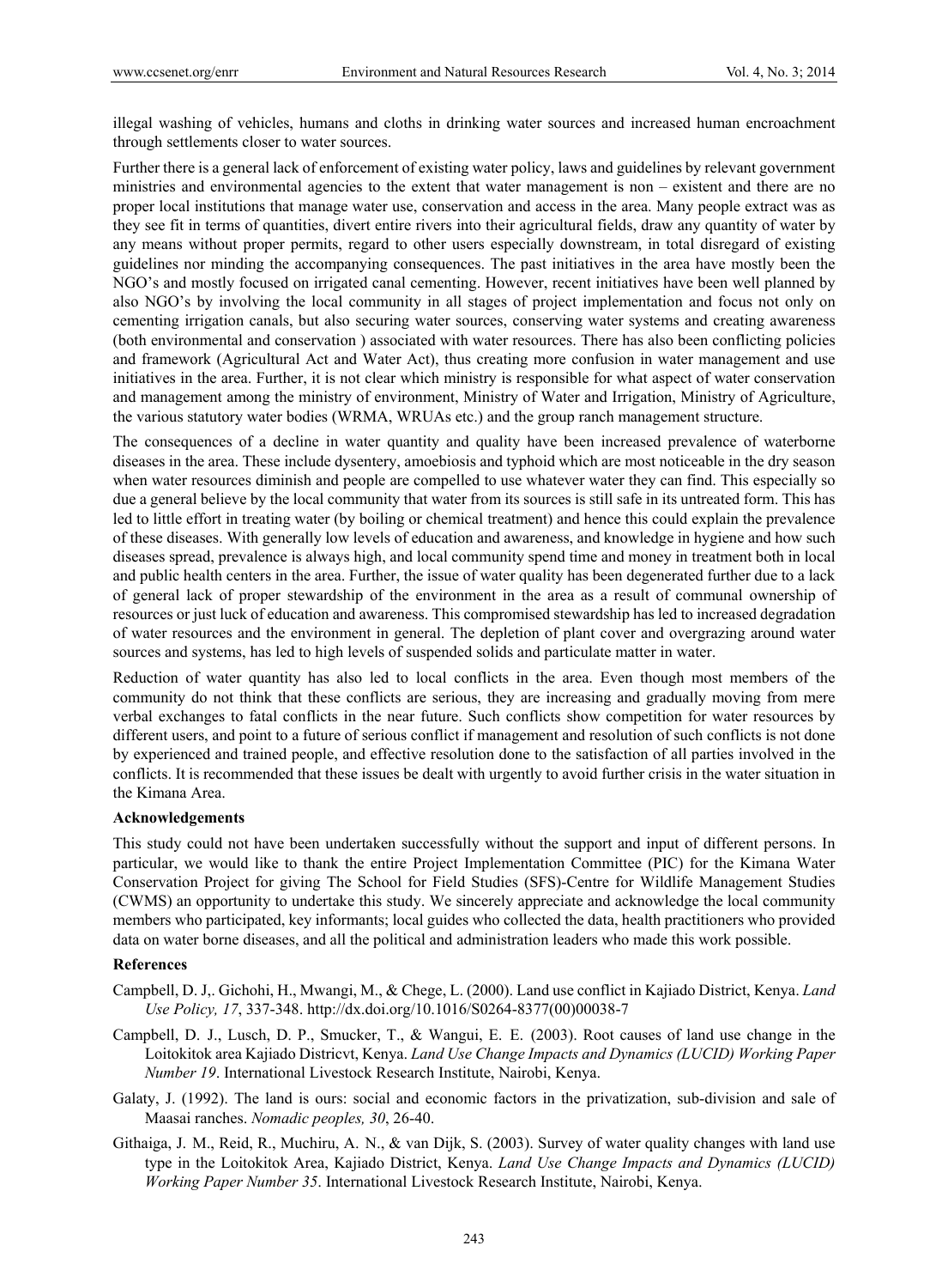illegal washing of vehicles, humans and cloths in drinking water sources and increased human encroachment through settlements closer to water sources.

Further there is a general lack of enforcement of existing water policy, laws and guidelines by relevant government ministries and environmental agencies to the extent that water management is non – existent and there are no proper local institutions that manage water use, conservation and access in the area. Many people extract was as they see fit in terms of quantities, divert entire rivers into their agricultural fields, draw any quantity of water by any means without proper permits, regard to other users especially downstream, in total disregard of existing guidelines nor minding the accompanying consequences. The past initiatives in the area have mostly been the NGO's and mostly focused on irrigated canal cementing. However, recent initiatives have been well planned by also NGO's by involving the local community in all stages of project implementation and focus not only on cementing irrigation canals, but also securing water sources, conserving water systems and creating awareness (both environmental and conservation ) associated with water resources. There has also been conflicting policies and framework (Agricultural Act and Water Act), thus creating more confusion in water management and use initiatives in the area. Further, it is not clear which ministry is responsible for what aspect of water conservation and management among the ministry of environment, Ministry of Water and Irrigation, Ministry of Agriculture, the various statutory water bodies (WRMA, WRUAs etc.) and the group ranch management structure.

The consequences of a decline in water quantity and quality have been increased prevalence of waterborne diseases in the area. These include dysentery, amoebiosis and typhoid which are most noticeable in the dry season when water resources diminish and people are compelled to use whatever water they can find. This especially so due a general believe by the local community that water from its sources is still safe in its untreated form. This has led to little effort in treating water (by boiling or chemical treatment) and hence this could explain the prevalence of these diseases. With generally low levels of education and awareness, and knowledge in hygiene and how such diseases spread, prevalence is always high, and local community spend time and money in treatment both in local and public health centers in the area. Further, the issue of water quality has been degenerated further due to a lack of general lack of proper stewardship of the environment in the area as a result of communal ownership of resources or just luck of education and awareness. This compromised stewardship has led to increased degradation of water resources and the environment in general. The depletion of plant cover and overgrazing around water sources and systems, has led to high levels of suspended solids and particulate matter in water.

Reduction of water quantity has also led to local conflicts in the area. Even though most members of the community do not think that these conflicts are serious, they are increasing and gradually moving from mere verbal exchanges to fatal conflicts in the near future. Such conflicts show competition for water resources by different users, and point to a future of serious conflict if management and resolution of such conflicts is not done by experienced and trained people, and effective resolution done to the satisfaction of all parties involved in the conflicts. It is recommended that these issues be dealt with urgently to avoid further crisis in the water situation in the Kimana Area.

**Acknowledgements**

This study could not have been undertaken successfully without the support and input of different persons. In particular, we would like to thank the entire Project Implementation Committee (PIC) for the Kimana Water Conservation Project for giving The School for Field Studies (SFS)-Centre for Wildlife Management Studies (CWMS) an opportunity to undertake this study. We sincerely appreciate and acknowledge the local community members who participated, key informants; local guides who collected the data, health practitioners who provided data on water borne diseases, and all the political and administration leaders who made this work possible.

**References**

Campbell, D. J,. Gichohi, H., Mwangi, M., & Chege, L. (2000). Land use conflict in Kajiado District, Kenya. *Land Use Policy, 17*, 337-348. http://dx.doi.org/10.1016/S0264-8377(00)00038-7

Campbell, D. J., Lusch, D. P., Smucker, T., & Wangui, E. E. (2003). Root causes of land use change in the Loitokitok area Kajiado Districvt, Kenya. *Land Use Change Impacts and Dynamics (LUCID) Working Paper Number 19*. International Livestock Research Institute, Nairobi, Kenya.

Galaty, J. (1992). The land is ours: social and economic factors in the privatization, sub-division and sale of Maasai ranches. *Nomadic peoples, 30*, 26-40.

Githaiga, J. M., Reid, R., Muchiru, A. N., & van Dijk, S. (2003). Survey of water quality changes with land use type in the Loitokitok Area, Kajiado District, Kenya. *Land Use Change Impacts and Dynamics (LUCID) Working Paper Number 35*. International Livestock Research Institute, Nairobi, Kenya.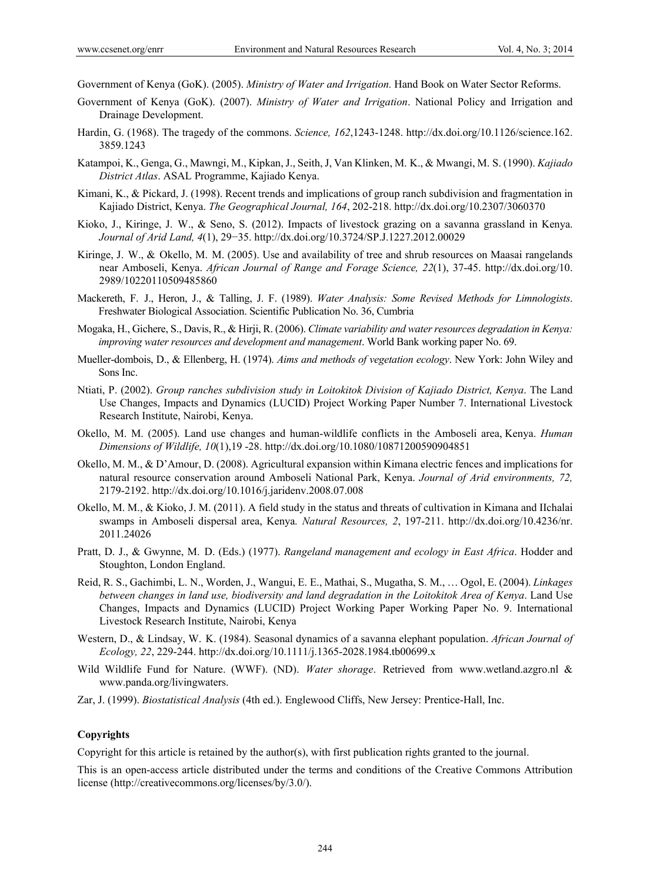Government of Kenya (GoK). (2005). *Ministry of Water and Irrigation.* Hand Book on Water Sector Reforms.

Government of Kenya (GoK). (2007). *Ministry of Water and Irrigation*. National Policy and Irrigation and Drainage Development.

Hardin, G. (1968). The tragedy of the commons. *Science, 162*,1243-1248. http://dx.doi.org/10.1126/science.162.3859.1243

Katampoi, K., Genga, G., Mawngi, M., Kipkan, J., Seith, J, Van Klinken, M. K., & Mwangi, M. S. (1990). *Kajiado District Atlas*. ASAL Programme, Kajiado Kenya.

Kimani, K., & Pickard, J. (1998). Recent trends and implications of group ranch subdivision and fragmentation in Kajiado District, Kenya. *The Geographical Journal, 164*, 202-218. http://dx.doi.org/10.2307/3060370

Kioko, J., Kiringe, J. W., & Seno, S. (2012). Impacts of livestock grazing on a savanna grassland in Kenya. *Journal of Arid Land, 4*(1), 29−35. http://dx.doi.org/10.3724/SP.J.1227.2012.00029

Kiringe, J. W., & Okello, M. M. (2005). Use and availability of tree and shrub resources on Maasai rangelands near Amboseli, Kenya. *African Journal of Range and Forage Science, 22*(1), 37-45. http://dx.doi.org/10.2989/10220110509485860

Mackereth, F. J., Heron, J., & Talling, J. F. (1989). *Water Analysis: Some Revised Methods for Limnologists*. Freshwater Biological Association. Scientific Publication No. 36, Cumbria

Mogaka, H., Gichere, S., Davis, R., & Hirji, R. (2006). *Climate variability and water resources degradation in Kenya: improving water resources and development and management*. World Bank working paper No. 69.

Mueller-dombois, D., & Ellenberg, H. (1974). *Aims and methods of vegetation ecology*. New York: John Wiley and Sons Inc.

Ntiati, P. (2002). *Group ranches subdivision study in Loitokitok Division of Kajiado District, Kenya*. The Land Use Changes, Impacts and Dynamics (LUCID) Project Working Paper Number 7. International Livestock Research Institute, Nairobi, Kenya.

Okello, M. M. (2005). Land use changes and human-wildlife conflicts in the Amboseli area, Kenya. *Human Dimensions of Wildlife, 10*(1),19 -28. http://dx.doi.org/10.1080/10871200590904851

Okello, M. M., & D'Amour, D. (2008). Agricultural expansion within Kimana electric fences and implications for natural resource conservation around Amboseli National Park, Kenya. *Journal of Arid environments, 72,* 2179-2192. http://dx.doi.org/10.1016/j.jaridenv.2008.07.008

Okello, M. M., & Kioko, J. M. (2011). A field study in the status and threats of cultivation in Kimana and IIchalai swamps in Amboseli dispersal area, Kenya. *Natural Resources, 2*, 197-211. http://dx.doi.org/10.4236/nr.2011.24026

Pratt, D. J., & Gwynne, M. D. (Eds.) (1977). *Rangeland management and ecology in East Africa*. Hodder and Stoughton, London England.

Reid, R. S., Gachimbi, L. N., Worden, J., Wangui, E. E., Mathai, S., Mugatha, S. M., … Ogol, E. (2004). *Linkages between changes in land use, biodiversity and land degradation in the Loitokitok Area of Kenya*. Land Use Changes, Impacts and Dynamics (LUCID) Project Working Paper Working Paper No. 9. International Livestock Research Institute, Nairobi, Kenya

Western, D., & Lindsay, W. K. (1984). Seasonal dynamics of a savanna elephant population. *African Journal of Ecology, 22*, 229-244. http://dx.doi.org/10.1111/j.1365-2028.1984.tb00699.x

Wild Wildlife Fund for Nature. (WWF). (ND). *Water shorage*. Retrieved from www.wetland.azgro.nl & www.panda.org/livingwaters.

Zar, J. (1999). *Biostatistical Analysis* (4th ed.). Englewood Cliffs, New Jersey: Prentice-Hall, Inc.

**Copyrights**

Copyright for this article is retained by the author(s), with first publication rights granted to the journal.

This is an open-access article distributed under the terms and conditions of the Creative Commons Attribution license (http://creativecommons.org/licenses/by/3.0/).